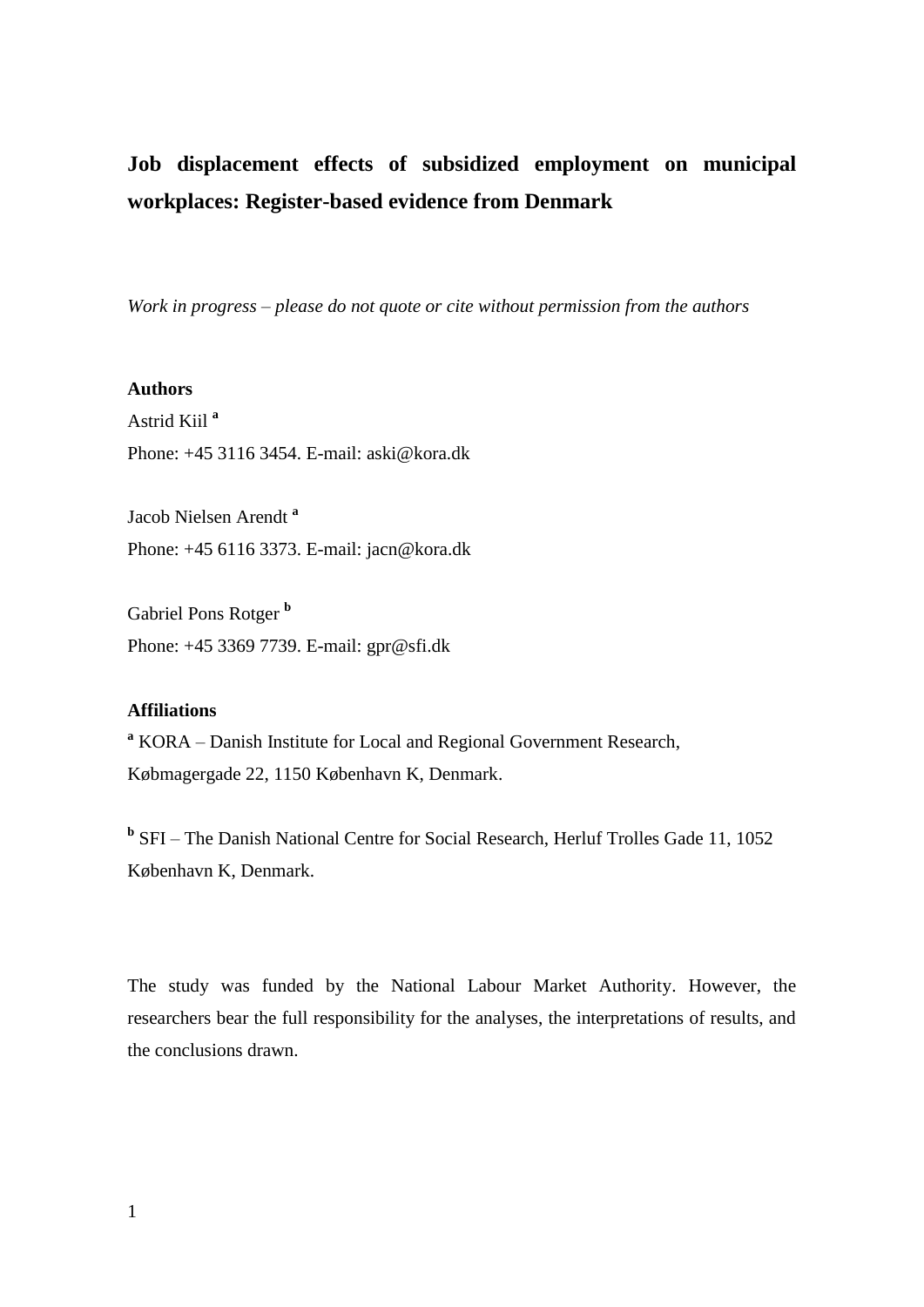# Job displacement effects of subsidized employment on municipal workplaces: Register-based evidence from Denmark

*Work in progress – please do not quote or cite without permission from the authors*

**Authors**

Astrid Kiil [a]

Phone: +45 3116 3454. E-mail: aski@kora.dk

Jacob Nielsen Arendt [a]

Phone: +45 6116 3373. E-mail: jacn@kora.dk

Gabriel Pons Rotger [b]

Phone: +45 3369 7739. E-mail: gpr@sfi.dk

**Affiliations**

[a] KORA – Danish Institute for Local and Regional Government Research, Købmagergade 22, 1150 København K, Denmark.

[b] SFI – The Danish National Centre for Social Research, Herluf Trolles Gade 11, 1052 København K, Denmark.

The study was funded by the National Labour Market Authority. However, the researchers bear the full responsibility for the analyses, the interpretations of results, and the conclusions drawn.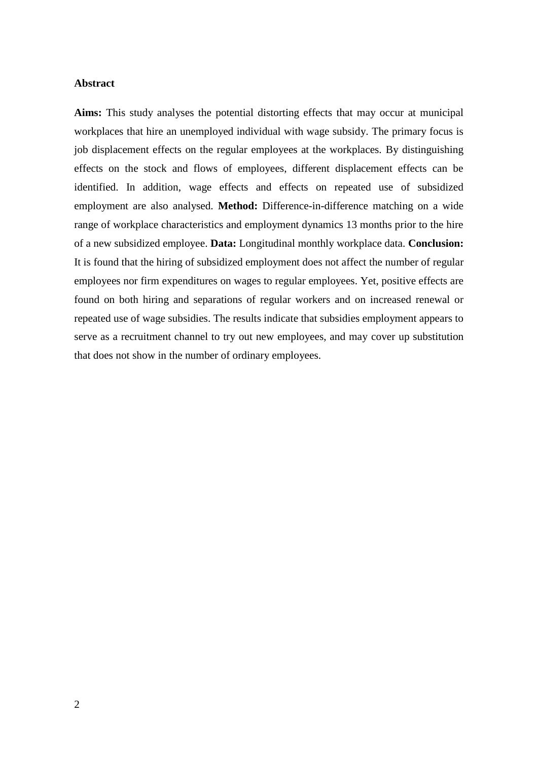**Abstract**

**Aims:** This study analyses the potential distorting effects that may occur at municipal workplaces that hire an unemployed individual with wage subsidy. The primary focus is job displacement effects on the regular employees at the workplaces. By distinguishing effects on the stock and flows of employees, different displacement effects can be identified. In addition, wage effects and effects on repeated use of subsidized employment are also analysed. **Method:** Difference-in-difference matching on a wide range of workplace characteristics and employment dynamics 13 months prior to the hire of a new subsidized employee. **Data:** Longitudinal monthly workplace data. **Conclusion:** It is found that the hiring of subsidized employment does not affect the number of regular employees nor firm expenditures on wages to regular employees. Yet, positive effects are found on both hiring and separations of regular workers and on increased renewal or repeated use of wage subsidies. The results indicate that subsidies employment appears to serve as a recruitment channel to try out new employees, and may cover up substitution that does not show in the number of ordinary employees.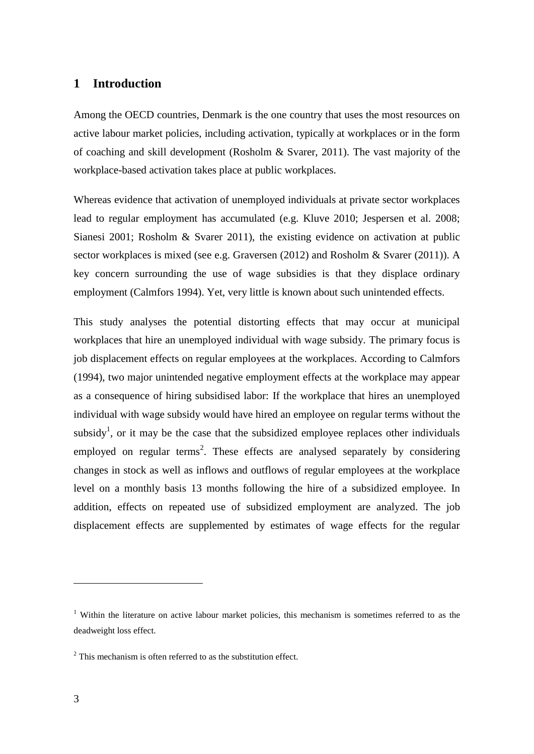## 1 Introduction

Among the OECD countries, Denmark is the one country that uses the most resources on active labour market policies, including activation, typically at workplaces or in the form of coaching and skill development (Rosholm & Svarer, 2011). The vast majority of the workplace-based activation takes place at public workplaces.

Whereas evidence that activation of unemployed individuals at private sector workplaces lead to regular employment has accumulated (e.g. Kluve 2010; Jespersen et al. 2008; Sianesi 2001; Rosholm & Svarer 2011), the existing evidence on activation at public sector workplaces is mixed (see e.g. Graversen (2012) and Rosholm & Svarer (2011)). A key concern surrounding the use of wage subsidies is that they displace ordinary employment (Calmfors 1994). Yet, very little is known about such unintended effects.

This study analyses the potential distorting effects that may occur at municipal workplaces that hire an unemployed individual with wage subsidy. The primary focus is job displacement effects on regular employees at the workplaces. According to Calmfors (1994), two major unintended negative employment effects at the workplace may appear as a consequence of hiring subsidised labor: If the workplace that hires an unemployed individual with wage subsidy would have hired an employee on regular terms without the subsidy[1], or it may be the case that the subsidized employee replaces other individuals employed on regular terms[2]. These effects are analysed separately by considering changes in stock as well as inflows and outflows of regular employees at the workplace level on a monthly basis 13 months following the hire of a subsidized employee. In addition, effects on repeated use of subsidized employment are analyzed. The job displacement effects are supplemented by estimates of wage effects for the regular

[1] Within the literature on active labour market policies, this mechanism is sometimes referred to as the deadweight loss effect.

[2] This mechanism is often referred to as the substitution effect.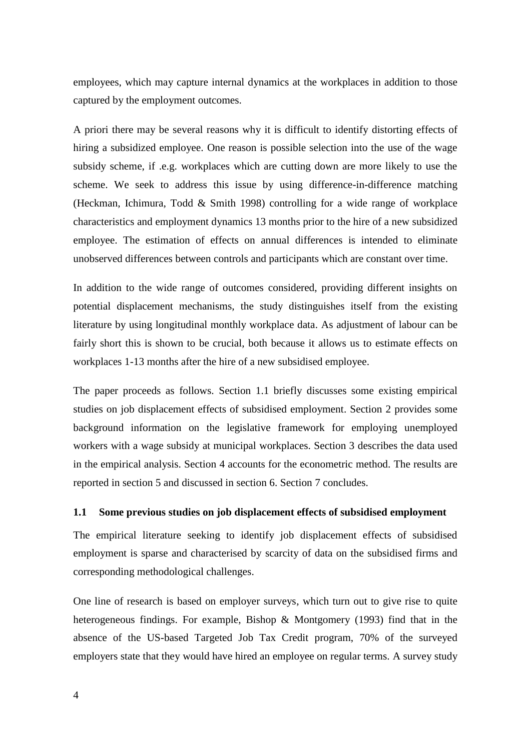employees, which may capture internal dynamics at the workplaces in addition to those captured by the employment outcomes.

A priori there may be several reasons why it is difficult to identify distorting effects of hiring a subsidized employee. One reason is possible selection into the use of the wage subsidy scheme, if .e.g. workplaces which are cutting down are more likely to use the scheme. We seek to address this issue by using difference-in-difference matching (Heckman, Ichimura, Todd & Smith 1998) controlling for a wide range of workplace characteristics and employment dynamics 13 months prior to the hire of a new subsidized employee. The estimation of effects on annual differences is intended to eliminate unobserved differences between controls and participants which are constant over time.

In addition to the wide range of outcomes considered, providing different insights on potential displacement mechanisms, the study distinguishes itself from the existing literature by using longitudinal monthly workplace data. As adjustment of labour can be fairly short this is shown to be crucial, both because it allows us to estimate effects on workplaces 1-13 months after the hire of a new subsidised employee.

The paper proceeds as follows. Section 1.1 briefly discusses some existing empirical studies on job displacement effects of subsidised employment. Section 2 provides some background information on the legislative framework for employing unemployed workers with a wage subsidy at municipal workplaces. Section 3 describes the data used in the empirical analysis. Section 4 accounts for the econometric method. The results are reported in section 5 and discussed in section 6. Section 7 concludes.

### 1.1 Some previous studies on job displacement effects of subsidised employment

The empirical literature seeking to identify job displacement effects of subsidised employment is sparse and characterised by scarcity of data on the subsidised firms and corresponding methodological challenges.

One line of research is based on employer surveys, which turn out to give rise to quite heterogeneous findings. For example, Bishop & Montgomery (1993) find that in the absence of the US-based Targeted Job Tax Credit program, 70% of the surveyed employers state that they would have hired an employee on regular terms. A survey study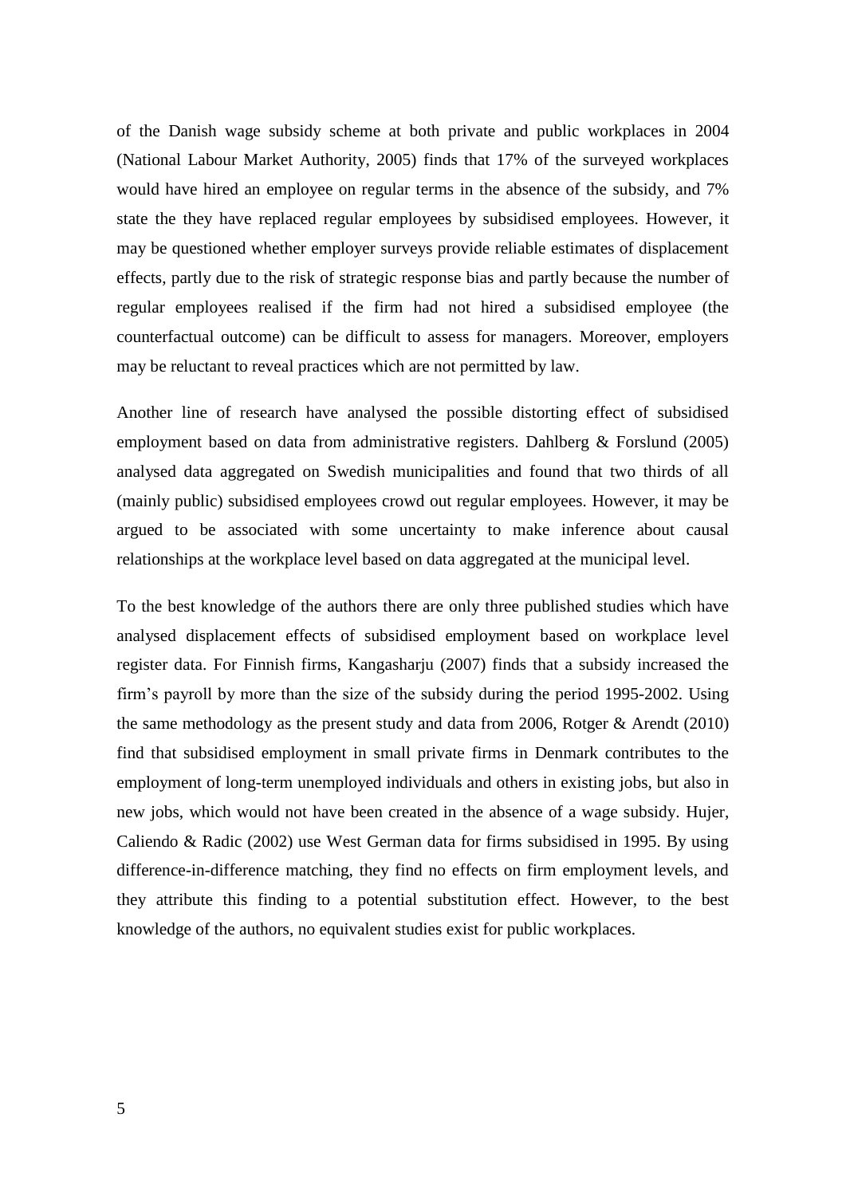of the Danish wage subsidy scheme at both private and public workplaces in 2004 (National Labour Market Authority, 2005) finds that 17% of the surveyed workplaces would have hired an employee on regular terms in the absence of the subsidy, and 7% state the they have replaced regular employees by subsidised employees. However, it may be questioned whether employer surveys provide reliable estimates of displacement effects, partly due to the risk of strategic response bias and partly because the number of regular employees realised if the firm had not hired a subsidised employee (the counterfactual outcome) can be difficult to assess for managers. Moreover, employers may be reluctant to reveal practices which are not permitted by law.

Another line of research have analysed the possible distorting effect of subsidised employment based on data from administrative registers. Dahlberg & Forslund (2005) analysed data aggregated on Swedish municipalities and found that two thirds of all (mainly public) subsidised employees crowd out regular employees. However, it may be argued to be associated with some uncertainty to make inference about causal relationships at the workplace level based on data aggregated at the municipal level.

To the best knowledge of the authors there are only three published studies which have analysed displacement effects of subsidised employment based on workplace level register data. For Finnish firms, Kangasharju (2007) finds that a subsidy increased the firm's payroll by more than the size of the subsidy during the period 1995-2002. Using the same methodology as the present study and data from 2006, Rotger & Arendt (2010) find that subsidised employment in small private firms in Denmark contributes to the employment of long-term unemployed individuals and others in existing jobs, but also in new jobs, which would not have been created in the absence of a wage subsidy. Hujer, Caliendo & Radic (2002) use West German data for firms subsidised in 1995. By using difference-in-difference matching, they find no effects on firm employment levels, and they attribute this finding to a potential substitution effect. However, to the best knowledge of the authors, no equivalent studies exist for public workplaces.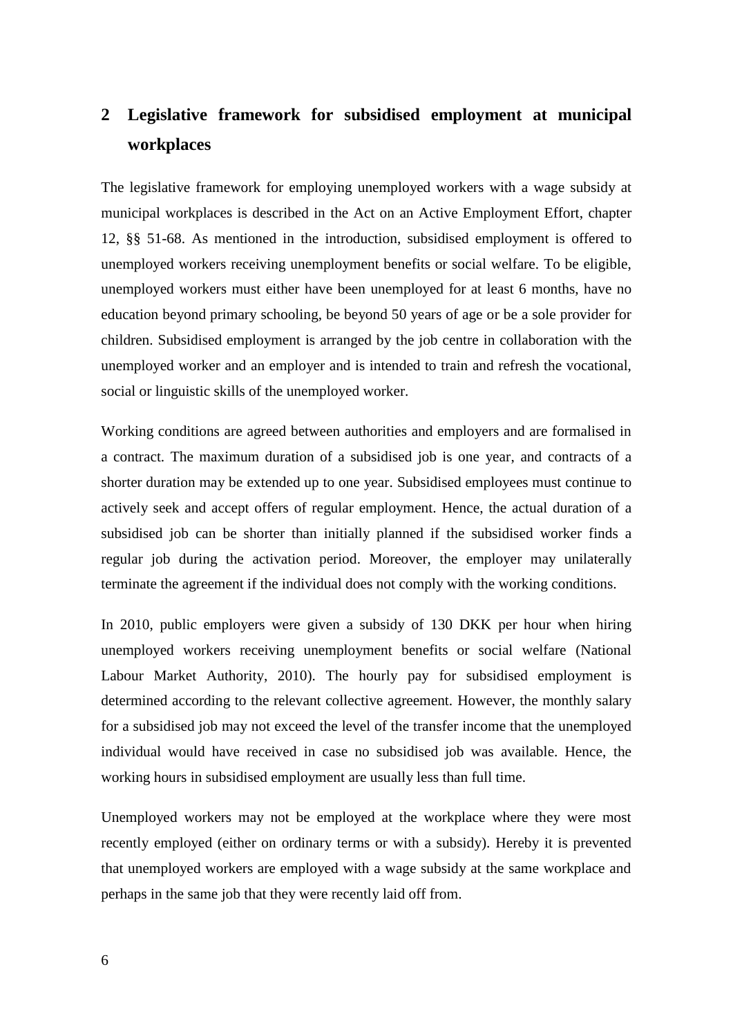## 2 Legislative framework for subsidised employment at municipal workplaces

The legislative framework for employing unemployed workers with a wage subsidy at municipal workplaces is described in the Act on an Active Employment Effort, chapter 12, §§ 51-68. As mentioned in the introduction, subsidised employment is offered to unemployed workers receiving unemployment benefits or social welfare. To be eligible, unemployed workers must either have been unemployed for at least 6 months, have no education beyond primary schooling, be beyond 50 years of age or be a sole provider for children. Subsidised employment is arranged by the job centre in collaboration with the unemployed worker and an employer and is intended to train and refresh the vocational, social or linguistic skills of the unemployed worker.

Working conditions are agreed between authorities and employers and are formalised in a contract. The maximum duration of a subsidised job is one year, and contracts of a shorter duration may be extended up to one year. Subsidised employees must continue to actively seek and accept offers of regular employment. Hence, the actual duration of a subsidised job can be shorter than initially planned if the subsidised worker finds a regular job during the activation period. Moreover, the employer may unilaterally terminate the agreement if the individual does not comply with the working conditions.

In 2010, public employers were given a subsidy of 130 DKK per hour when hiring unemployed workers receiving unemployment benefits or social welfare (National Labour Market Authority, 2010). The hourly pay for subsidised employment is determined according to the relevant collective agreement. However, the monthly salary for a subsidised job may not exceed the level of the transfer income that the unemployed individual would have received in case no subsidised job was available. Hence, the working hours in subsidised employment are usually less than full time.

Unemployed workers may not be employed at the workplace where they were most recently employed (either on ordinary terms or with a subsidy). Hereby it is prevented that unemployed workers are employed with a wage subsidy at the same workplace and perhaps in the same job that they were recently laid off from.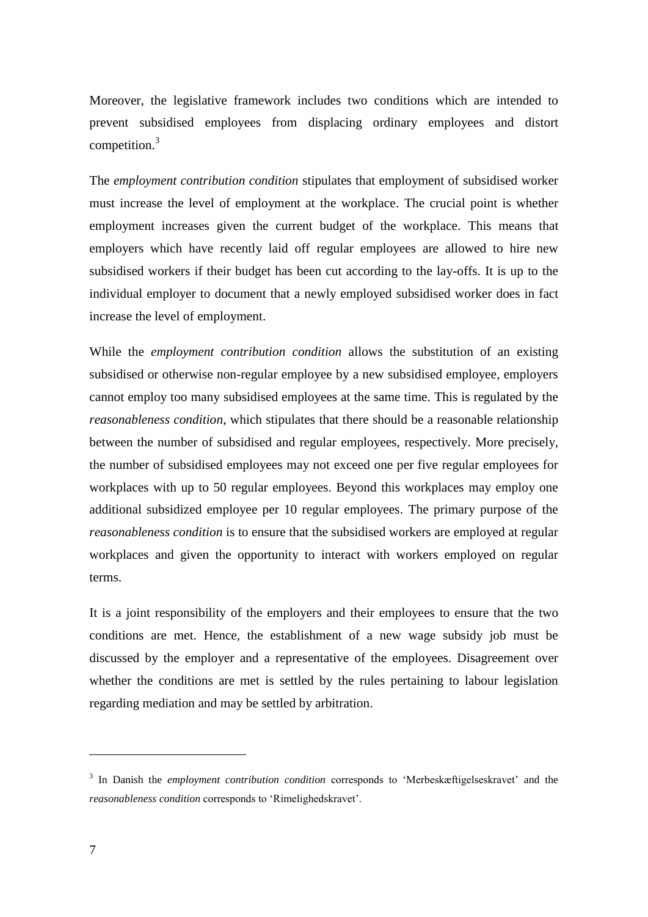Moreover, the legislative framework includes two conditions which are intended to prevent subsidised employees from displacing ordinary employees and distort competition.[3]

The *employment contribution condition* stipulates that employment of subsidised worker must increase the level of employment at the workplace. The crucial point is whether employment increases given the current budget of the workplace. This means that employers which have recently laid off regular employees are allowed to hire new subsidised workers if their budget has been cut according to the lay-offs. It is up to the individual employer to document that a newly employed subsidised worker does in fact increase the level of employment.

While the *employment contribution condition* allows the substitution of an existing subsidised or otherwise non-regular employee by a new subsidised employee, employers cannot employ too many subsidised employees at the same time. This is regulated by the *reasonableness condition*, which stipulates that there should be a reasonable relationship between the number of subsidised and regular employees, respectively. More precisely, the number of subsidised employees may not exceed one per five regular employees for workplaces with up to 50 regular employees. Beyond this workplaces may employ one additional subsidized employee per 10 regular employees. The primary purpose of the *reasonableness condition* is to ensure that the subsidised workers are employed at regular workplaces and given the opportunity to interact with workers employed on regular terms.

It is a joint responsibility of the employers and their employees to ensure that the two conditions are met. Hence, the establishment of a new wage subsidy job must be discussed by the employer and a representative of the employees. Disagreement over whether the conditions are met is settled by the rules pertaining to labour legislation regarding mediation and may be settled by arbitration.

---

[3] In Danish the *employment contribution condition* corresponds to 'Merbeskæftigelseskravet' and the *reasonableness condition* corresponds to 'Rimelighedskravet'.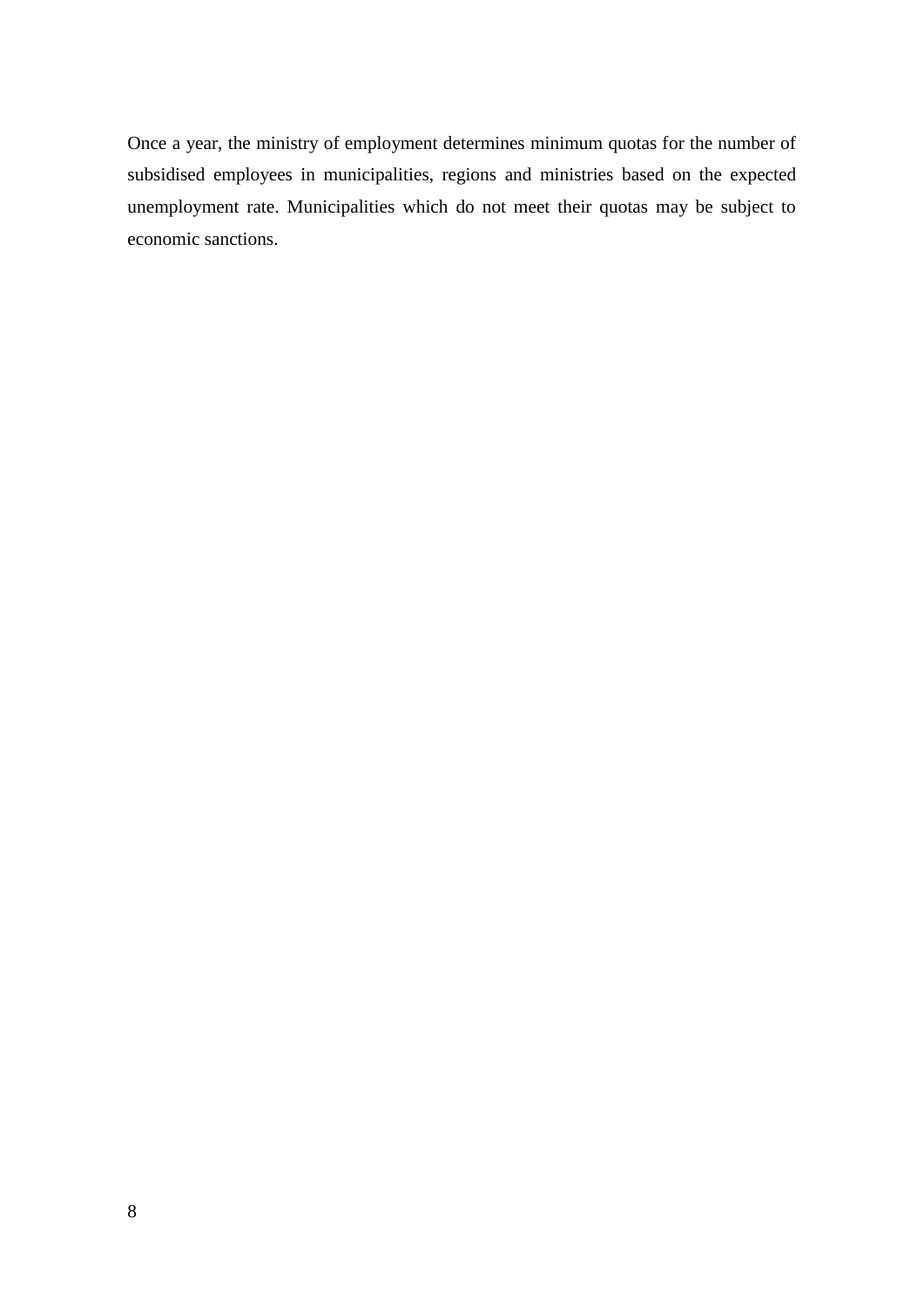Once a year, the ministry of employment determines minimum quotas for the number of subsidised employees in municipalities, regions and ministries based on the expected unemployment rate. Municipalities which do not meet their quotas may be subject to economic sanctions.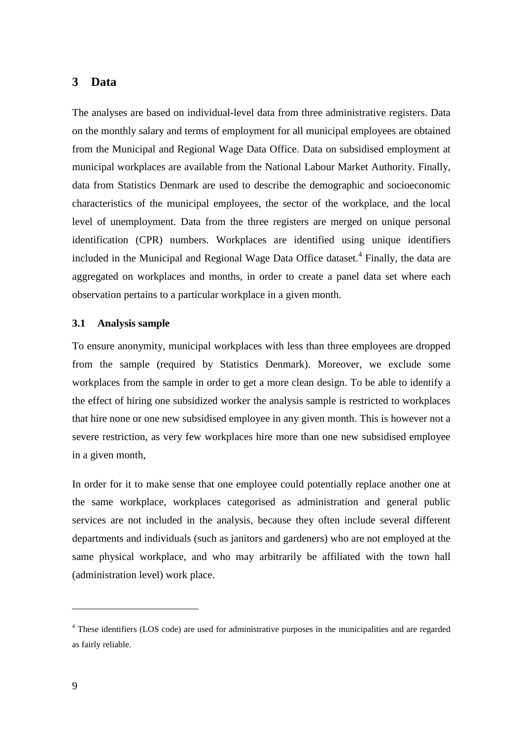## 3 Data

The analyses are based on individual-level data from three administrative registers. Data on the monthly salary and terms of employment for all municipal employees are obtained from the Municipal and Regional Wage Data Office. Data on subsidised employment at municipal workplaces are available from the National Labour Market Authority. Finally, data from Statistics Denmark are used to describe the demographic and socioeconomic characteristics of the municipal employees, the sector of the workplace, and the local level of unemployment. Data from the three registers are merged on unique personal identification (CPR) numbers. Workplaces are identified using unique identifiers included in the Municipal and Regional Wage Data Office dataset.[4] Finally, the data are aggregated on workplaces and months, in order to create a panel data set where each observation pertains to a particular workplace in a given month.

### 3.1 Analysis sample

To ensure anonymity, municipal workplaces with less than three employees are dropped from the sample (required by Statistics Denmark). Moreover, we exclude some workplaces from the sample in order to get a more clean design. To be able to identify a the effect of hiring one subsidized worker the analysis sample is restricted to workplaces that hire none or one new subsidised employee in any given month. This is however not a severe restriction, as very few workplaces hire more than one new subsidised employee in a given month,

In order for it to make sense that one employee could potentially replace another one at the same workplace, workplaces categorised as administration and general public services are not included in the analysis, because they often include several different departments and individuals (such as janitors and gardeners) who are not employed at the same physical workplace, and who may arbitrarily be affiliated with the town hall (administration level) work place.

[4] These identifiers (LOS code) are used for administrative purposes in the municipalities and are regarded as fairly reliable.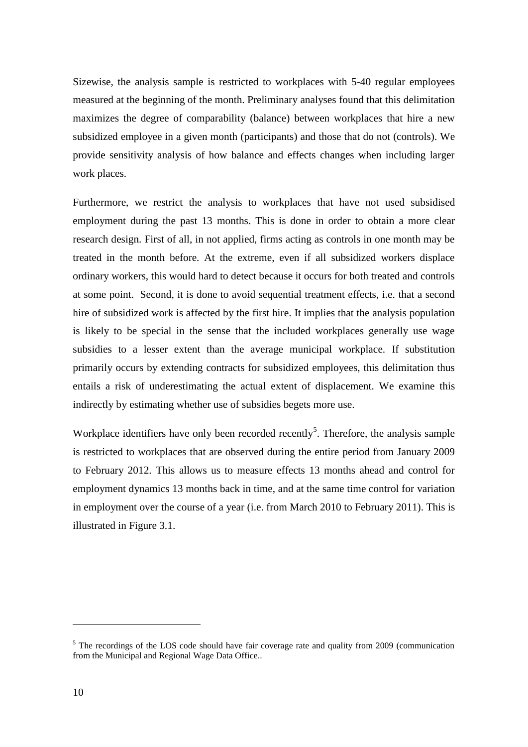Sizewise, the analysis sample is restricted to workplaces with 5-40 regular employees measured at the beginning of the month. Preliminary analyses found that this delimitation maximizes the degree of comparability (balance) between workplaces that hire a new subsidized employee in a given month (participants) and those that do not (controls). We provide sensitivity analysis of how balance and effects changes when including larger work places.

Furthermore, we restrict the analysis to workplaces that have not used subsidised employment during the past 13 months. This is done in order to obtain a more clear research design. First of all, in not applied, firms acting as controls in one month may be treated in the month before. At the extreme, even if all subsidized workers displace ordinary workers, this would hard to detect because it occurs for both treated and controls at some point. Second, it is done to avoid sequential treatment effects, i.e. that a second hire of subsidized work is affected by the first hire. It implies that the analysis population is likely to be special in the sense that the included workplaces generally use wage subsidies to a lesser extent than the average municipal workplace. If substitution primarily occurs by extending contracts for subsidized employees, this delimitation thus entails a risk of underestimating the actual extent of displacement. We examine this indirectly by estimating whether use of subsidies begets more use.

Workplace identifiers have only been recorded recently[5]. Therefore, the analysis sample is restricted to workplaces that are observed during the entire period from January 2009 to February 2012. This allows us to measure effects 13 months ahead and control for employment dynamics 13 months back in time, and at the same time control for variation in employment over the course of a year (i.e. from March 2010 to February 2011). This is illustrated in Figure 3.1.

---

[5] The recordings of the LOS code should have fair coverage rate and quality from 2009 (communication from the Municipal and Regional Wage Data Office..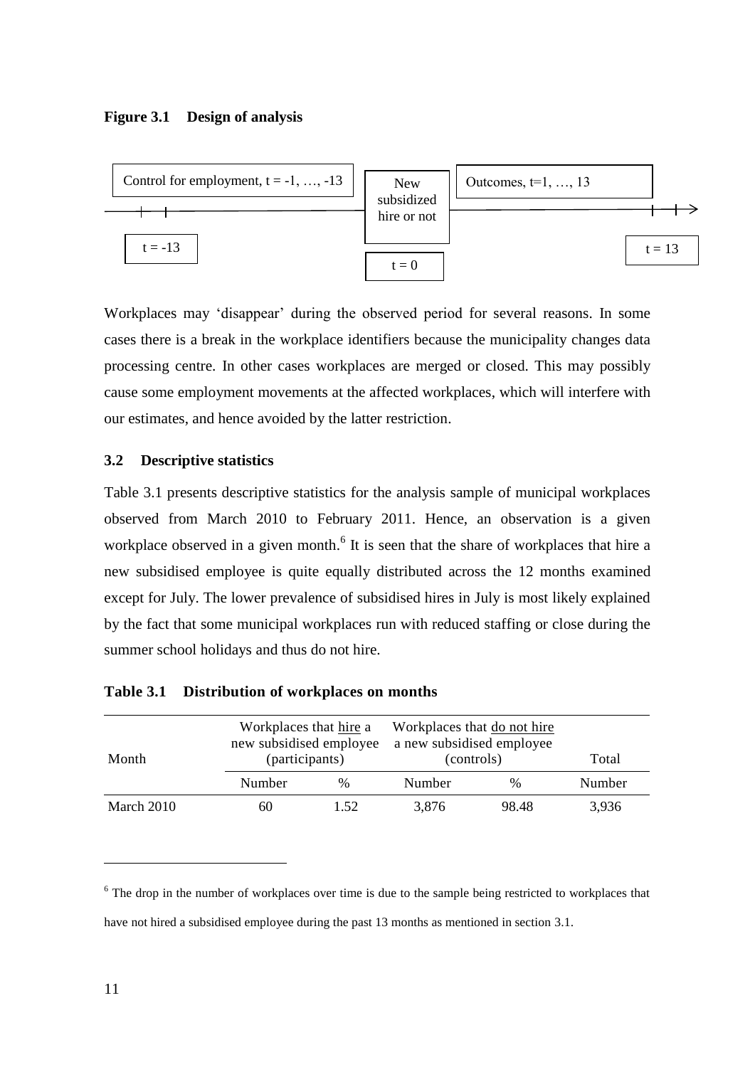**Figure 3.1 Design of analysis**

Control for employment, $t = -1, \ldots, -13$

New subsidized hire or not

Outcomes, $t=1, \ldots, 13$

$t = -13$

$t = 0$

$t = 13$

Workplaces may 'disappear' during the observed period for several reasons. In some cases there is a break in the workplace identifiers because the municipality changes data processing centre. In other cases workplaces are merged or closed. This may possibly cause some employment movements at the affected workplaces, which will interfere with our estimates, and hence avoided by the latter restriction.

### 3.2 Descriptive statistics

Table 3.1 presents descriptive statistics for the analysis sample of municipal workplaces observed from March 2010 to February 2011. Hence, an observation is a given workplace observed in a given month.[6] It is seen that the share of workplaces that hire a new subsidised employee is quite equally distributed across the 12 months examined except for July. The lower prevalence of subsidised hires in July is most likely explained by the fact that some municipal workplaces run with reduced staffing or close during the summer school holidays and thus do not hire.

**Table 3.1 Distribution of workplaces on months**

| Month | Workplaces that hire a new subsidised employee (participants) | | Workplaces that do not hire a new subsidised employee (controls) | | Total |
|---|---|---|---|---|---|
| | Number | % | Number | % | Number |
| March 2010 | 60 | 1.52 | 3,876 | 98.48 | 3,936 |

[6] The drop in the number of workplaces over time is due to the sample being restricted to workplaces that have not hired a subsidised employee during the past 13 months as mentioned in section 3.1.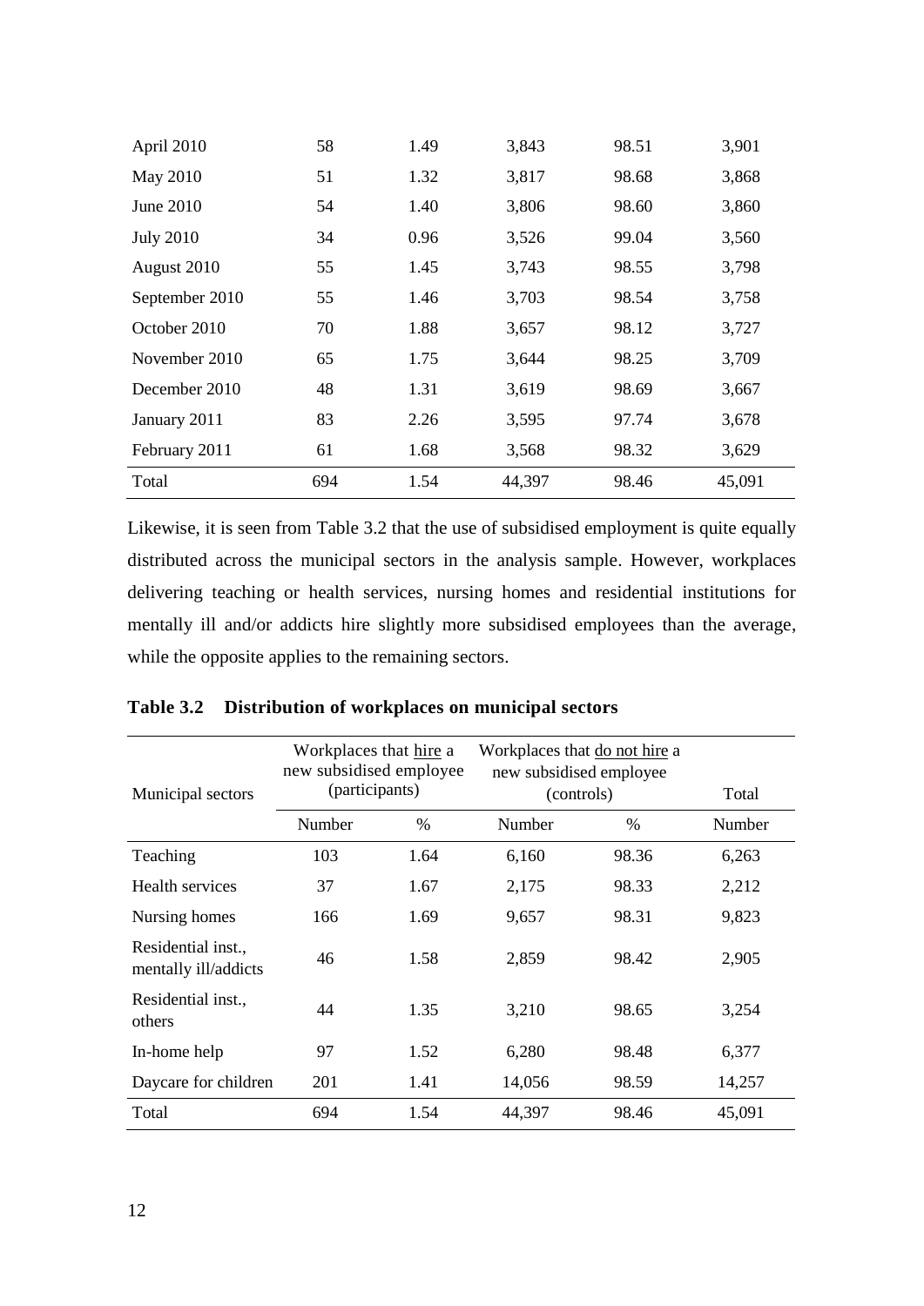| | | | | | |
|---|---|---|---|---|---|
| April 2010 | 58 | 1.49 | 3,843 | 98.51 | 3,901 |
| May 2010 | 51 | 1.32 | 3,817 | 98.68 | 3,868 |
| June 2010 | 54 | 1.40 | 3,806 | 98.60 | 3,860 |
| July 2010 | 34 | 0.96 | 3,526 | 99.04 | 3,560 |
| August 2010 | 55 | 1.45 | 3,743 | 98.55 | 3,798 |
| September 2010 | 55 | 1.46 | 3,703 | 98.54 | 3,758 |
| October 2010 | 70 | 1.88 | 3,657 | 98.12 | 3,727 |
| November 2010 | 65 | 1.75 | 3,644 | 98.25 | 3,709 |
| December 2010 | 48 | 1.31 | 3,619 | 98.69 | 3,667 |
| January 2011 | 83 | 2.26 | 3,595 | 97.74 | 3,678 |
| February 2011 | 61 | 1.68 | 3,568 | 98.32 | 3,629 |
| Total | 694 | 1.54 | 44,397 | 98.46 | 45,091 |

Likewise, it is seen from Table 3.2 that the use of subsidised employment is quite equally distributed across the municipal sectors in the analysis sample. However, workplaces delivering teaching or health services, nursing homes and residential institutions for mentally ill and/or addicts hire slightly more subsidised employees than the average, while the opposite applies to the remaining sectors.

**Table 3.2 Distribution of workplaces on municipal sectors**

| Municipal sectors | Workplaces that hire a new subsidised employee (participants) | | Workplaces that do not hire a new subsidised employee (controls) | | Total |
|---|---|---|---|---|---|
| | Number | % | Number | % | Number |
| Teaching | 103 | 1.64 | 6,160 | 98.36 | 6,263 |
| Health services | 37 | 1.67 | 2,175 | 98.33 | 2,212 |
| Nursing homes | 166 | 1.69 | 9,657 | 98.31 | 9,823 |
| Residential inst., mentally ill/addicts | 46 | 1.58 | 2,859 | 98.42 | 2,905 |
| Residential inst., others | 44 | 1.35 | 3,210 | 98.65 | 3,254 |
| In-home help | 97 | 1.52 | 6,280 | 98.48 | 6,377 |
| Daycare for children | 201 | 1.41 | 14,056 | 98.59 | 14,257 |
| Total | 694 | 1.54 | 44,397 | 98.46 | 45,091 |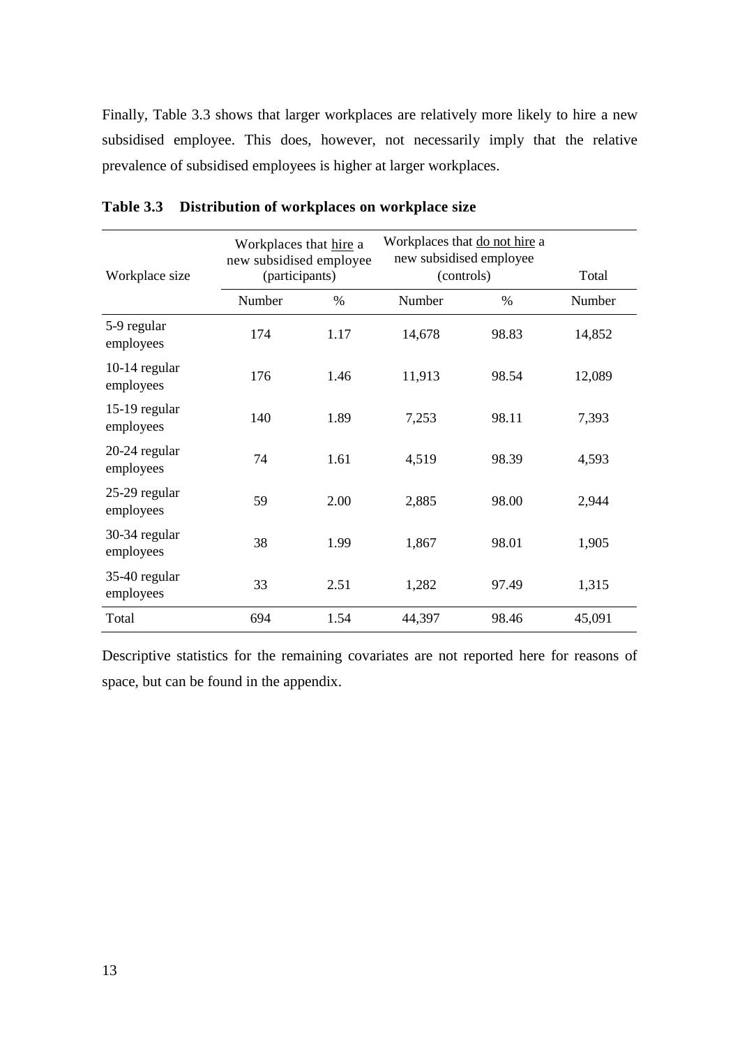Finally, Table 3.3 shows that larger workplaces are relatively more likely to hire a new subsidised employee. This does, however, not necessarily imply that the relative prevalence of subsidised employees is higher at larger workplaces.

**Table 3.3 Distribution of workplaces on workplace size**

| Workplace size | Workplaces that hire a new subsidised employee (participants) | | Workplaces that do not hire a new subsidised employee (controls) | | Total |
|---|---|---|---|---|---|
| | Number | % | Number | % | Number |
| 5-9 regular employees | 174 | 1.17 | 14,678 | 98.83 | 14,852 |
| 10-14 regular employees | 176 | 1.46 | 11,913 | 98.54 | 12,089 |
| 15-19 regular employees | 140 | 1.89 | 7,253 | 98.11 | 7,393 |
| 20-24 regular employees | 74 | 1.61 | 4,519 | 98.39 | 4,593 |
| 25-29 regular employees | 59 | 2.00 | 2,885 | 98.00 | 2,944 |
| 30-34 regular employees | 38 | 1.99 | 1,867 | 98.01 | 1,905 |
| 35-40 regular employees | 33 | 2.51 | 1,282 | 97.49 | 1,315 |
| Total | 694 | 1.54 | 44,397 | 98.46 | 45,091 |

Descriptive statistics for the remaining covariates are not reported here for reasons of space, but can be found in the appendix.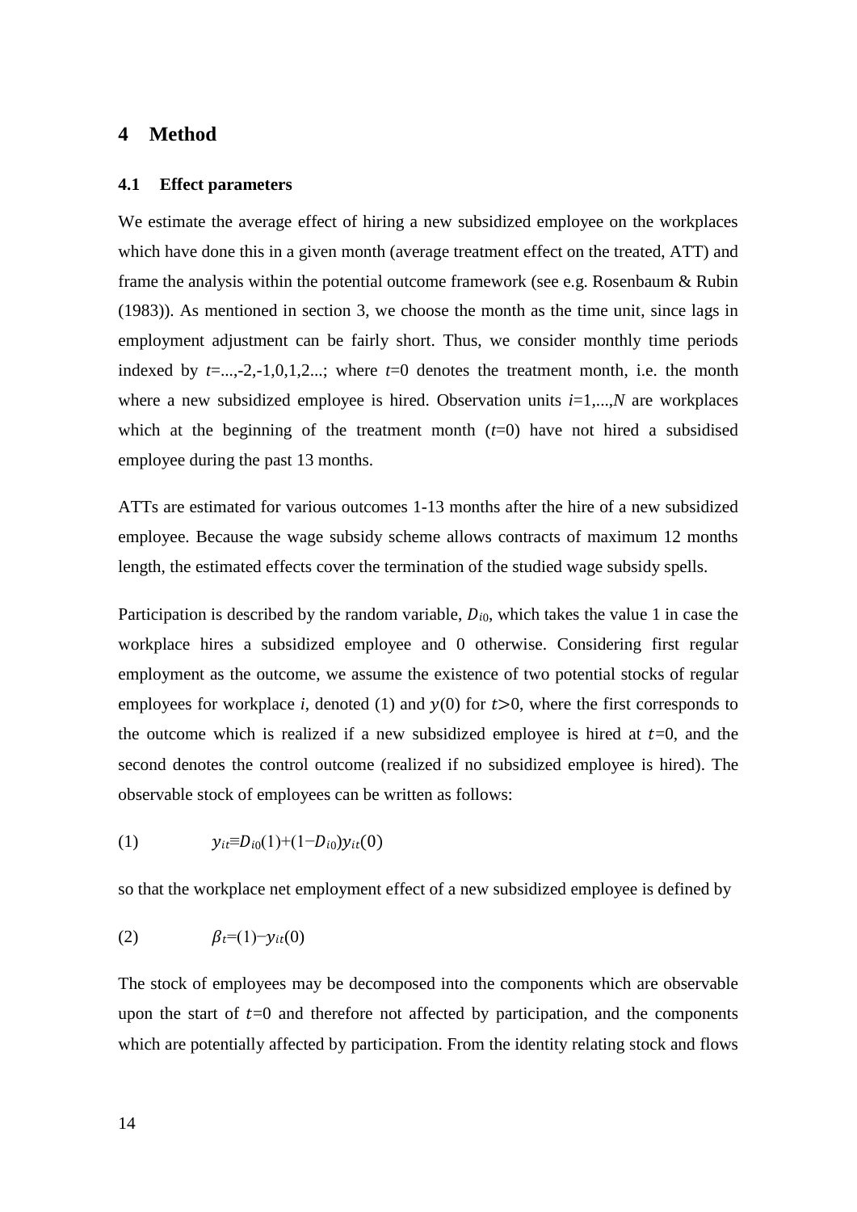## 4 Method

### 4.1 Effect parameters

We estimate the average effect of hiring a new subsidized employee on the workplaces which have done this in a given month (average treatment effect on the treated, ATT) and frame the analysis within the potential outcome framework (see e.g. Rosenbaum & Rubin (1983)). As mentioned in section 3, we choose the month as the time unit, since lags in employment adjustment can be fairly short. Thus, we consider monthly time periods indexed by $t$=...,-2,-1,0,1,2...; where $t$=0 denotes the treatment month, i.e. the month where a new subsidized employee is hired. Observation units $i$=1,...,$N$ are workplaces which at the beginning of the treatment month ($t$=0) have not hired a subsidised employee during the past 13 months.

ATTs are estimated for various outcomes 1-13 months after the hire of a new subsidized employee. Because the wage subsidy scheme allows contracts of maximum 12 months length, the estimated effects cover the termination of the studied wage subsidy spells.

Participation is described by the random variable, $D_{i0}$, which takes the value 1 in case the workplace hires a subsidized employee and 0 otherwise. Considering first regular employment as the outcome, we assume the existence of two potential stocks of regular employees for workplace $i$, denoted (1) and $y(0)$ for $t>0$, where the first corresponds to the outcome which is realized if a new subsidized employee is hired at $t$=0, and the second denotes the control outcome (realized if no subsidized employee is hired). The observable stock of employees can be written as follows:

$$(1) \qquad y_{it} \equiv D_{i0}(1)+(1-D_{i0})y_{it}(0)$$

so that the workplace net employment effect of a new subsidized employee is defined by

$$(2) \qquad \beta_t=(1)-y_{it}(0)$$

The stock of employees may be decomposed into the components which are observable upon the start of $t$=0 and therefore not affected by participation, and the components which are potentially affected by participation. From the identity relating stock and flows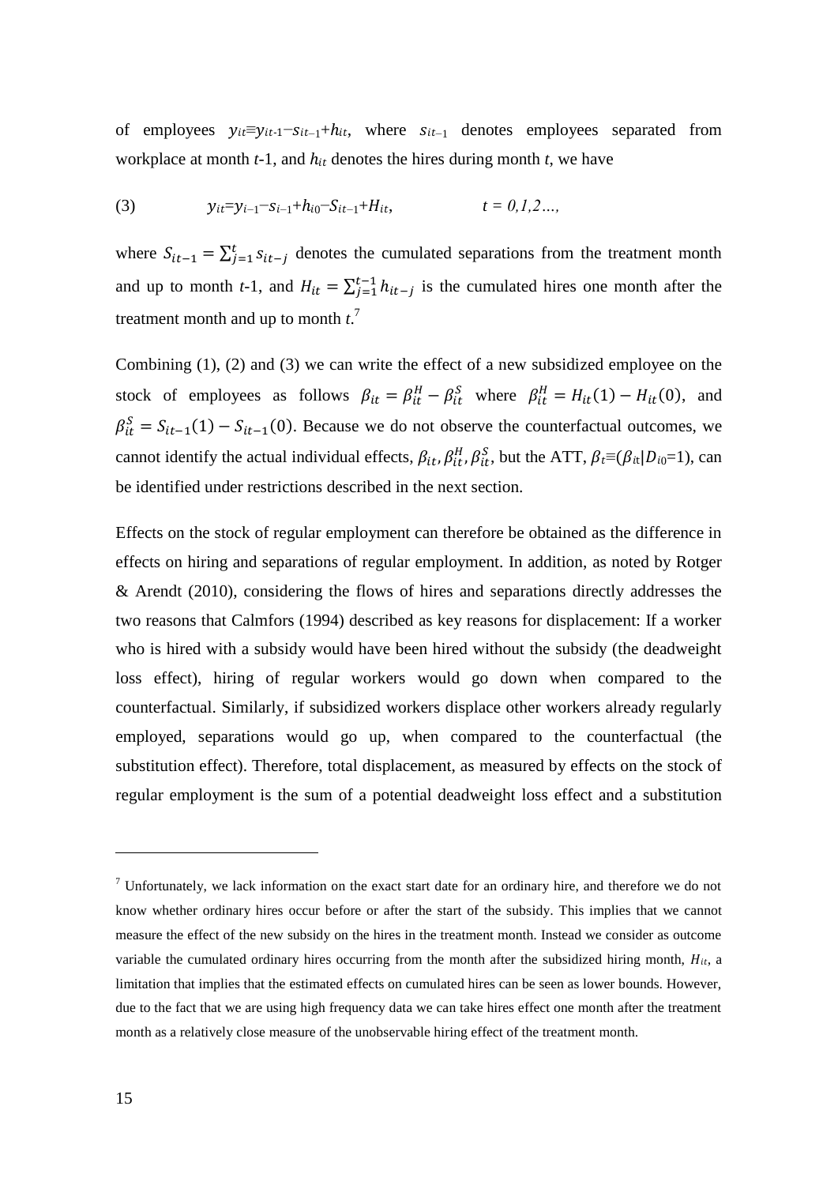of employees $y_{it} \equiv y_{it\text{-}1} - s_{it-1} + h_{it}$, where $s_{it-1}$ denotes employees separated from workplace at month $t$-1, and $h_{it}$ denotes the hires during month $t$, we have

$$(3) \qquad y_{it} = y_{i-1} - s_{i-1} + h_{i0} - S_{it-1} + H_{it}, \qquad t = 0,1,2\ldots,$$

where $S_{it-1} = \sum_{j=1}^{t} s_{it-j}$ denotes the cumulated separations from the treatment month and up to month $t$-1, and $H_{it} = \sum_{j=1}^{t-1} h_{it-j}$ is the cumulated hires one month after the treatment month and up to month $t$.[7]

Combining (1), (2) and (3) we can write the effect of a new subsidized employee on the stock of employees as follows $\beta_{it} = \beta_{it}^{H} - \beta_{it}^{S}$ where $\beta_{it}^{H} = H_{it}(1) - H_{it}(0)$, and $\beta_{it}^{S} = S_{it-1}(1) - S_{it-1}(0)$. Because we do not observe the counterfactual outcomes, we cannot identify the actual individual effects, $\beta_{it}, \beta_{it}^{H}, \beta_{it}^{S}$, but the ATT, $\beta_t \equiv (\beta_{it} | D_{i0}=1)$, can be identified under restrictions described in the next section.

Effects on the stock of regular employment can therefore be obtained as the difference in effects on hiring and separations of regular employment. In addition, as noted by Rotger & Arendt (2010), considering the flows of hires and separations directly addresses the two reasons that Calmfors (1994) described as key reasons for displacement: If a worker who is hired with a subsidy would have been hired without the subsidy (the deadweight loss effect), hiring of regular workers would go down when compared to the counterfactual. Similarly, if subsidized workers displace other workers already regularly employed, separations would go up, when compared to the counterfactual (the substitution effect). Therefore, total displacement, as measured by effects on the stock of regular employment is the sum of a potential deadweight loss effect and a substitution

[7] Unfortunately, we lack information on the exact start date for an ordinary hire, and therefore we do not know whether ordinary hires occur before or after the start of the subsidy. This implies that we cannot measure the effect of the new subsidy on the hires in the treatment month. Instead we consider as outcome variable the cumulated ordinary hires occurring from the month after the subsidized hiring month, $H_{it}$, a limitation that implies that the estimated effects on cumulated hires can be seen as lower bounds. However, due to the fact that we are using high frequency data we can take hires effect one month after the treatment month as a relatively close measure of the unobservable hiring effect of the treatment month.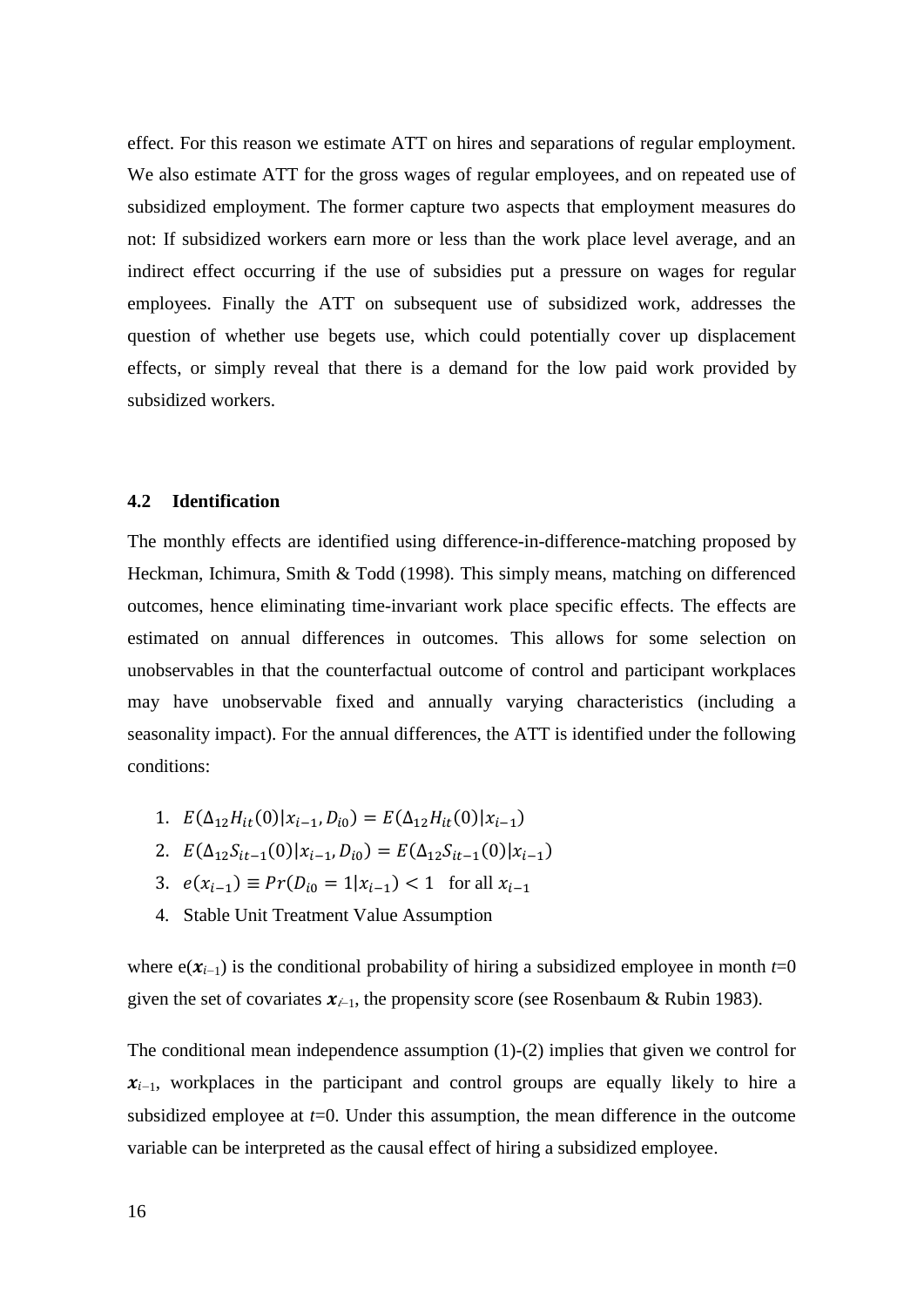effect. For this reason we estimate ATT on hires and separations of regular employment. We also estimate ATT for the gross wages of regular employees, and on repeated use of subsidized employment. The former capture two aspects that employment measures do not: If subsidized workers earn more or less than the work place level average, and an indirect effect occurring if the use of subsidies put a pressure on wages for regular employees. Finally the ATT on subsequent use of subsidized work, addresses the question of whether use begets use, which could potentially cover up displacement effects, or simply reveal that there is a demand for the low paid work provided by subsidized workers.

### 4.2 Identification

The monthly effects are identified using difference-in-difference-matching proposed by Heckman, Ichimura, Smith & Todd (1998). This simply means, matching on differenced outcomes, hence eliminating time-invariant work place specific effects. The effects are estimated on annual differences in outcomes. This allows for some selection on unobservables in that the counterfactual outcome of control and participant workplaces may have unobservable fixed and annually varying characteristics (including a seasonality impact). For the annual differences, the ATT is identified under the following conditions:

1. $E(\Delta_{12}H_{it}(0)|x_{i-1}, D_{i0}) = E(\Delta_{12}H_{it}(0)|x_{i-1})$
2. $E(\Delta_{12}S_{it-1}(0)|x_{i-1}, D_{i0}) = E(\Delta_{12}S_{it-1}(0)|x_{i-1})$
3. $e(x_{i-1}) \equiv Pr(D_{i0} = 1|x_{i-1}) < 1$ for all $x_{i-1}$
4. Stable Unit Treatment Value Assumption

where $e(\boldsymbol{x}_{i-1})$ is the conditional probability of hiring a subsidized employee in month $t$=0 given the set of covariates $\boldsymbol{x}_{i-1}$, the propensity score (see Rosenbaum & Rubin 1983).

The conditional mean independence assumption (1)-(2) implies that given we control for $\boldsymbol{x}_{i-1}$, workplaces in the participant and control groups are equally likely to hire a subsidized employee at $t$=0. Under this assumption, the mean difference in the outcome variable can be interpreted as the causal effect of hiring a subsidized employee.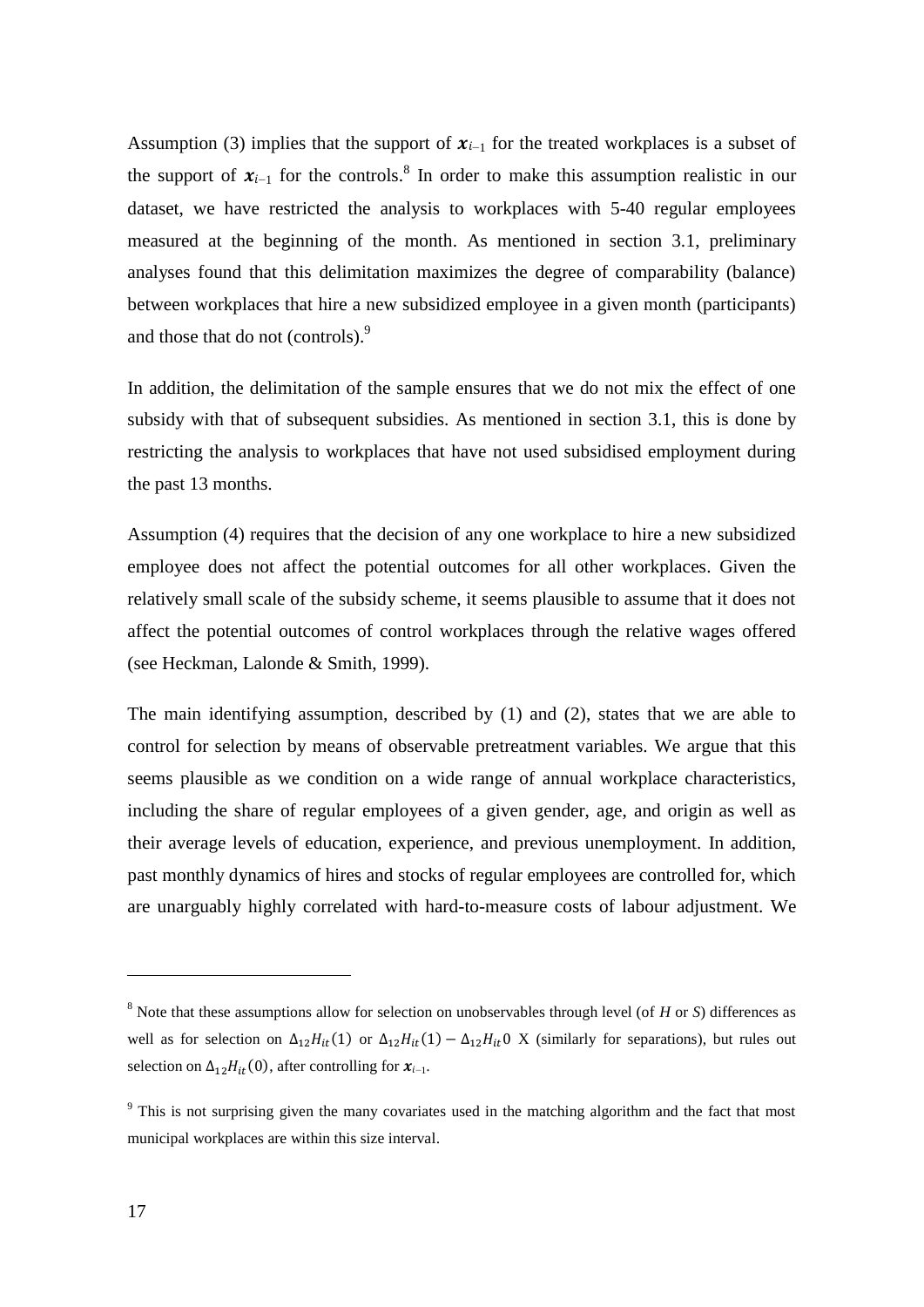Assumption (3) implies that the support of $\boldsymbol{x}_{i-1}$ for the treated workplaces is a subset of the support of $\boldsymbol{x}_{i-1}$ for the controls.[8] In order to make this assumption realistic in our dataset, we have restricted the analysis to workplaces with 5-40 regular employees measured at the beginning of the month. As mentioned in section 3.1, preliminary analyses found that this delimitation maximizes the degree of comparability (balance) between workplaces that hire a new subsidized employee in a given month (participants) and those that do not (controls).[9]

In addition, the delimitation of the sample ensures that we do not mix the effect of one subsidy with that of subsequent subsidies. As mentioned in section 3.1, this is done by restricting the analysis to workplaces that have not used subsidised employment during the past 13 months.

Assumption (4) requires that the decision of any one workplace to hire a new subsidized employee does not affect the potential outcomes for all other workplaces. Given the relatively small scale of the subsidy scheme, it seems plausible to assume that it does not affect the potential outcomes of control workplaces through the relative wages offered (see Heckman, Lalonde & Smith, 1999).

The main identifying assumption, described by (1) and (2), states that we are able to control for selection by means of observable pretreatment variables. We argue that this seems plausible as we condition on a wide range of annual workplace characteristics, including the share of regular employees of a given gender, age, and origin as well as their average levels of education, experience, and previous unemployment. In addition, past monthly dynamics of hires and stocks of regular employees are controlled for, which are unarguably highly correlated with hard-to-measure costs of labour adjustment. We

---

[8] Note that these assumptions allow for selection on unobservables through level (of *H* or *S*) differences as well as for selection on $\Delta_{12}H_{it}(1)$ or $\Delta_{12}H_{it}(1) - \Delta_{12}H_{it}0$ X (similarly for separations), but rules out selection on $\Delta_{12}H_{it}(0)$, after controlling for $\boldsymbol{x}_{i-1}$.

[9] This is not surprising given the many covariates used in the matching algorithm and the fact that most municipal workplaces are within this size interval.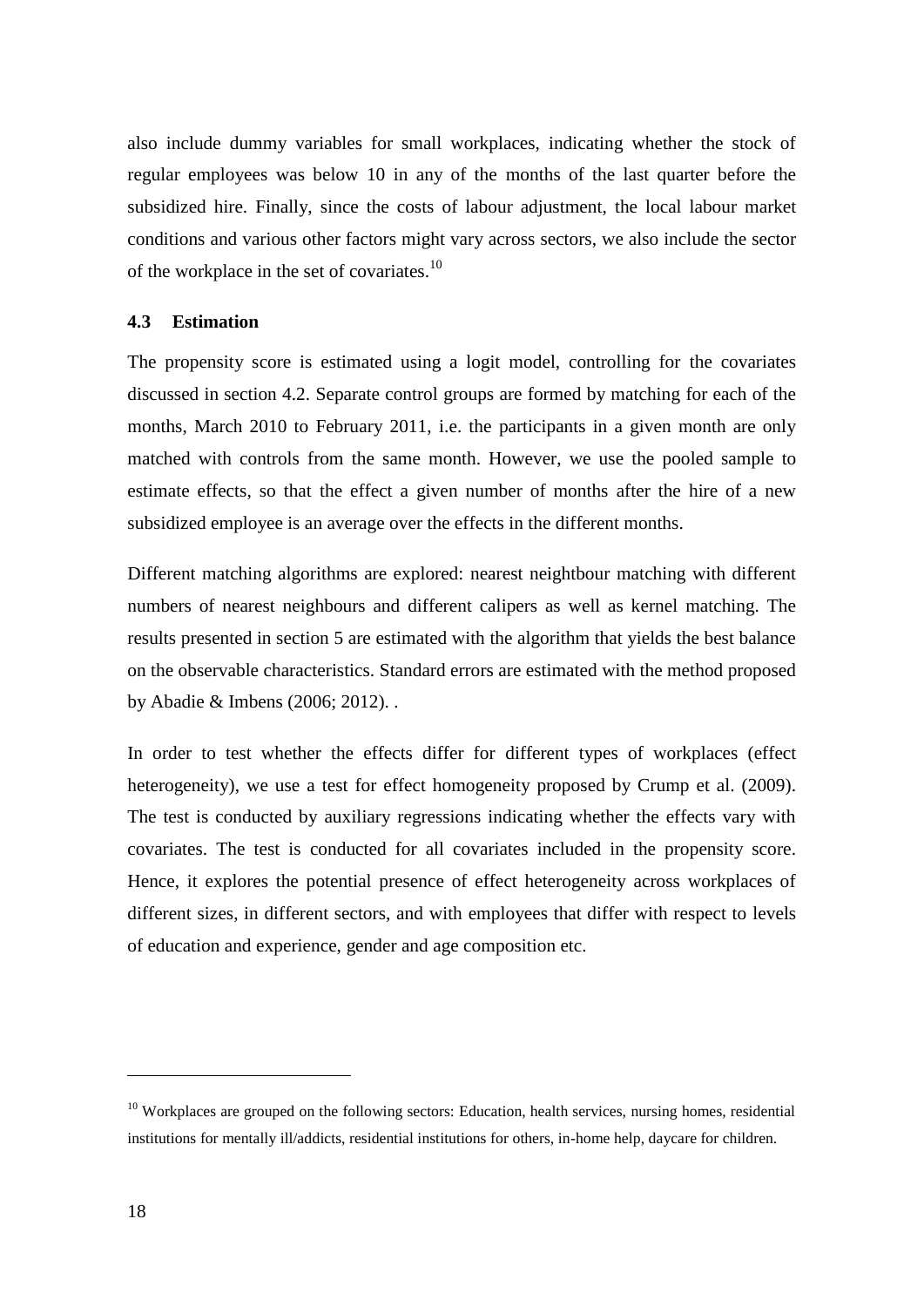also include dummy variables for small workplaces, indicating whether the stock of regular employees was below 10 in any of the months of the last quarter before the subsidized hire. Finally, since the costs of labour adjustment, the local labour market conditions and various other factors might vary across sectors, we also include the sector of the workplace in the set of covariates.[10]

### 4.3 Estimation

The propensity score is estimated using a logit model, controlling for the covariates discussed in section 4.2. Separate control groups are formed by matching for each of the months, March 2010 to February 2011, i.e. the participants in a given month are only matched with controls from the same month. However, we use the pooled sample to estimate effects, so that the effect a given number of months after the hire of a new subsidized employee is an average over the effects in the different months.

Different matching algorithms are explored: nearest neightbour matching with different numbers of nearest neighbours and different calipers as well as kernel matching. The results presented in section 5 are estimated with the algorithm that yields the best balance on the observable characteristics. Standard errors are estimated with the method proposed by Abadie & Imbens (2006; 2012). .

In order to test whether the effects differ for different types of workplaces (effect heterogeneity), we use a test for effect homogeneity proposed by Crump et al. (2009). The test is conducted by auxiliary regressions indicating whether the effects vary with covariates. The test is conducted for all covariates included in the propensity score. Hence, it explores the potential presence of effect heterogeneity across workplaces of different sizes, in different sectors, and with employees that differ with respect to levels of education and experience, gender and age composition etc.

---

[10] Workplaces are grouped on the following sectors: Education, health services, nursing homes, residential institutions for mentally ill/addicts, residential institutions for others, in-home help, daycare for children.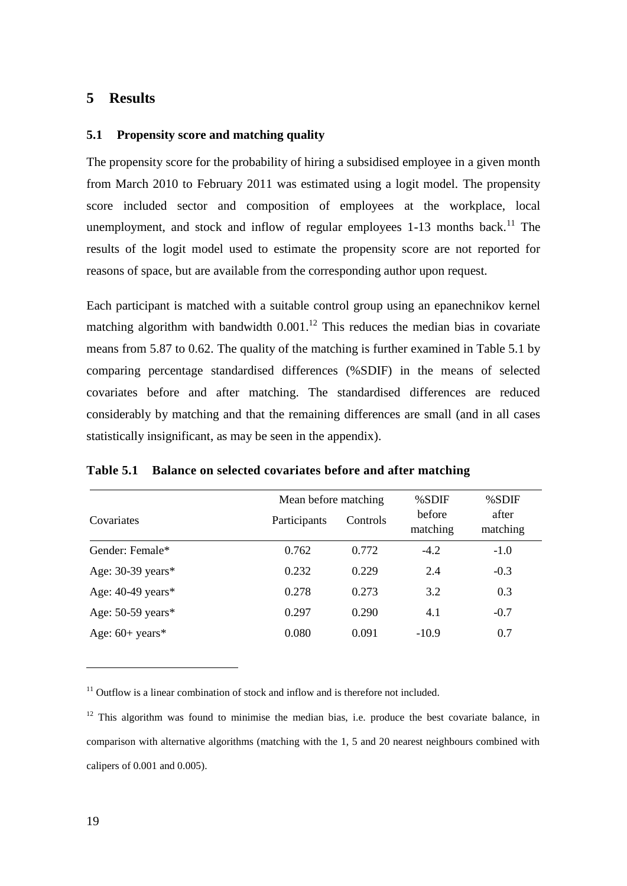# 5 Results

## 5.1 Propensity score and matching quality

The propensity score for the probability of hiring a subsidised employee in a given month from March 2010 to February 2011 was estimated using a logit model. The propensity score included sector and composition of employees at the workplace, local unemployment, and stock and inflow of regular employees 1-13 months back.[11] The results of the logit model used to estimate the propensity score are not reported for reasons of space, but are available from the corresponding author upon request.

Each participant is matched with a suitable control group using an epanechnikov kernel matching algorithm with bandwidth 0.001.[12] This reduces the median bias in covariate means from 5.87 to 0.62. The quality of the matching is further examined in Table 5.1 by comparing percentage standardised differences (%SDIF) in the means of selected covariates before and after matching. The standardised differences are reduced considerably by matching and that the remaining differences are small (and in all cases statistically insignificant, as may be seen in the appendix).

**Table 5.1 Balance on selected covariates before and after matching**

| Covariates | Mean before matching | | %SDIF before matching | %SDIF after matching |
|---|---|---|---|---|
| | Participants | Controls | | |
| Gender: Female* | 0.762 | 0.772 | -4.2 | -1.0 |
| Age: 30-39 years* | 0.232 | 0.229 | 2.4 | -0.3 |
| Age: 40-49 years* | 0.278 | 0.273 | 3.2 | 0.3 |
| Age: 50-59 years* | 0.297 | 0.290 | 4.1 | -0.7 |
| Age: 60+ years* | 0.080 | 0.091 | -10.9 | 0.7 |

[11] Outflow is a linear combination of stock and inflow and is therefore not included.

[12] This algorithm was found to minimise the median bias, i.e. produce the best covariate balance, in comparison with alternative algorithms (matching with the 1, 5 and 20 nearest neighbours combined with calipers of 0.001 and 0.005).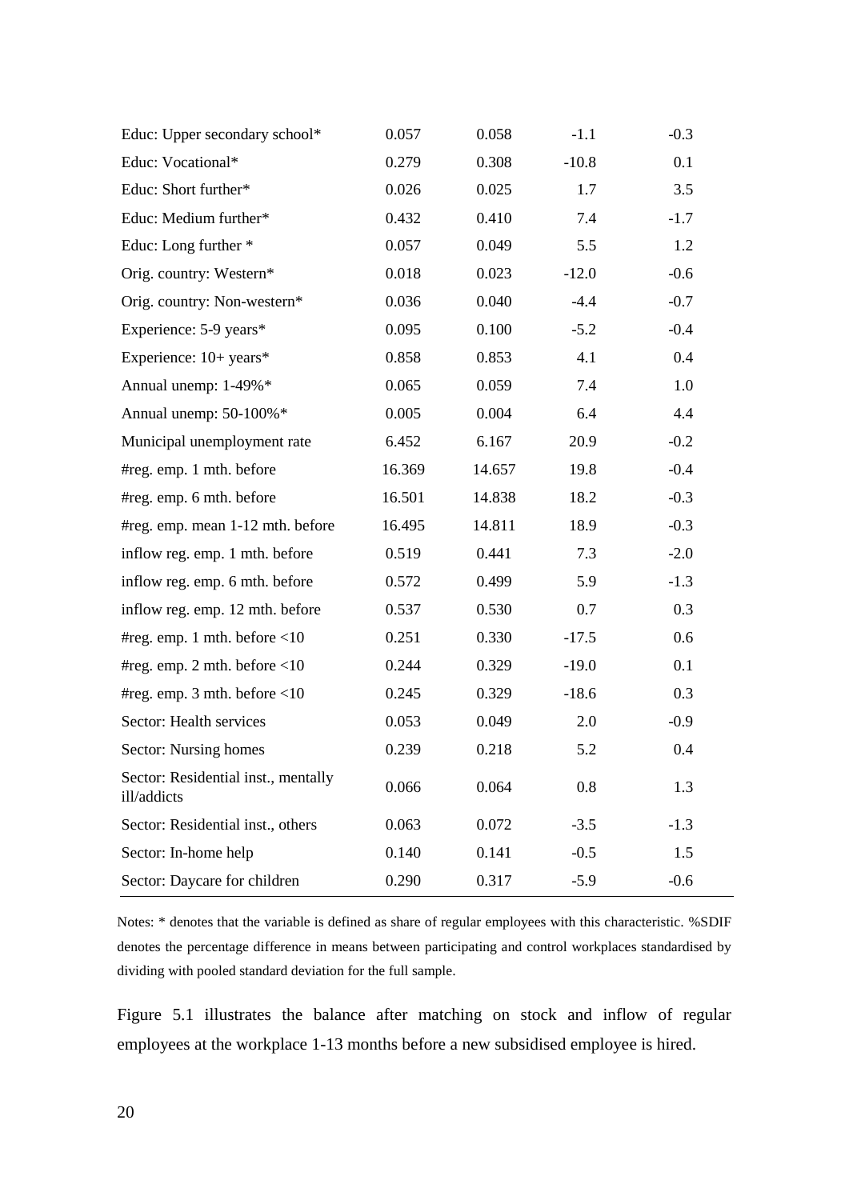| | | | | |
|---|---|---|---|---|
| Educ: Upper secondary school* | 0.057 | 0.058 | -1.1 | -0.3 |
| Educ: Vocational* | 0.279 | 0.308 | -10.8 | 0.1 |
| Educ: Short further* | 0.026 | 0.025 | 1.7 | 3.5 |
| Educ: Medium further* | 0.432 | 0.410 | 7.4 | -1.7 |
| Educ: Long further * | 0.057 | 0.049 | 5.5 | 1.2 |
| Orig. country: Western* | 0.018 | 0.023 | -12.0 | -0.6 |
| Orig. country: Non-western* | 0.036 | 0.040 | -4.4 | -0.7 |
| Experience: 5-9 years* | 0.095 | 0.100 | -5.2 | -0.4 |
| Experience: 10+ years* | 0.858 | 0.853 | 4.1 | 0.4 |
| Annual unemp: 1-49%* | 0.065 | 0.059 | 7.4 | 1.0 |
| Annual unemp: 50-100%* | 0.005 | 0.004 | 6.4 | 4.4 |
| Municipal unemployment rate | 6.452 | 6.167 | 20.9 | -0.2 |
| #reg. emp. 1 mth. before | 16.369 | 14.657 | 19.8 | -0.4 |
| #reg. emp. 6 mth. before | 16.501 | 14.838 | 18.2 | -0.3 |
| #reg. emp. mean 1-12 mth. before | 16.495 | 14.811 | 18.9 | -0.3 |
| inflow reg. emp. 1 mth. before | 0.519 | 0.441 | 7.3 | -2.0 |
| inflow reg. emp. 6 mth. before | 0.572 | 0.499 | 5.9 | -1.3 |
| inflow reg. emp. 12 mth. before | 0.537 | 0.530 | 0.7 | 0.3 |
| #reg. emp. 1 mth. before <10 | 0.251 | 0.330 | -17.5 | 0.6 |
| #reg. emp. 2 mth. before <10 | 0.244 | 0.329 | -19.0 | 0.1 |
| #reg. emp. 3 mth. before <10 | 0.245 | 0.329 | -18.6 | 0.3 |
| Sector: Health services | 0.053 | 0.049 | 2.0 | -0.9 |
| Sector: Nursing homes | 0.239 | 0.218 | 5.2 | 0.4 |
| Sector: Residential inst., mentally ill/addicts | 0.066 | 0.064 | 0.8 | 1.3 |
| Sector: Residential inst., others | 0.063 | 0.072 | -3.5 | -1.3 |
| Sector: In-home help | 0.140 | 0.141 | -0.5 | 1.5 |
| Sector: Daycare for children | 0.290 | 0.317 | -5.9 | -0.6 |

Notes: * denotes that the variable is defined as share of regular employees with this characteristic. %SDIF denotes the percentage difference in means between participating and control workplaces standardised by dividing with pooled standard deviation for the full sample.

Figure 5.1 illustrates the balance after matching on stock and inflow of regular employees at the workplace 1-13 months before a new subsidised employee is hired.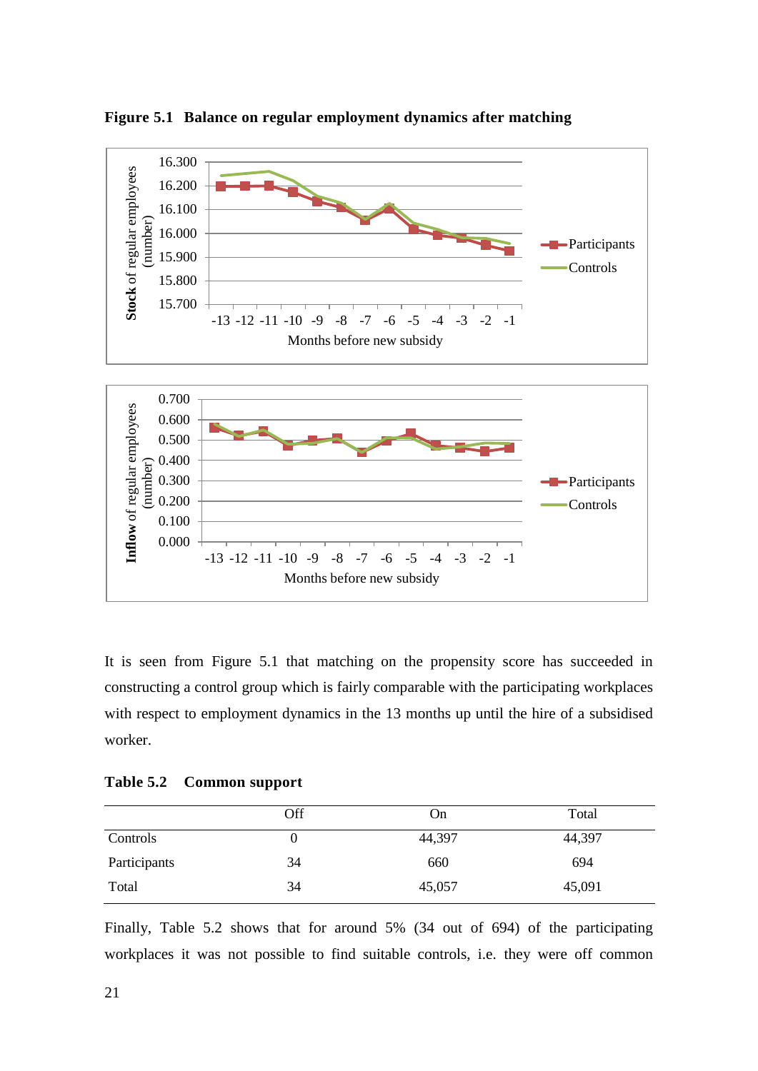**Figure 5.1 Balance on regular employment dynamics after matching**

It is seen from Figure 5.1 that matching on the propensity score has succeeded in constructing a control group which is fairly comparable with the participating workplaces with respect to employment dynamics in the 13 months up until the hire of a subsidised worker.

**Table 5.2 Common support**

| | Off | On | Total |
|---|---|---|---|
| Controls | 0 | 44,397 | 44,397 |
| Participants | 34 | 660 | 694 |
| Total | 34 | 45,057 | 45,091 |

Finally, Table 5.2 shows that for around 5% (34 out of 694) of the participating workplaces it was not possible to find suitable controls, i.e. they were off common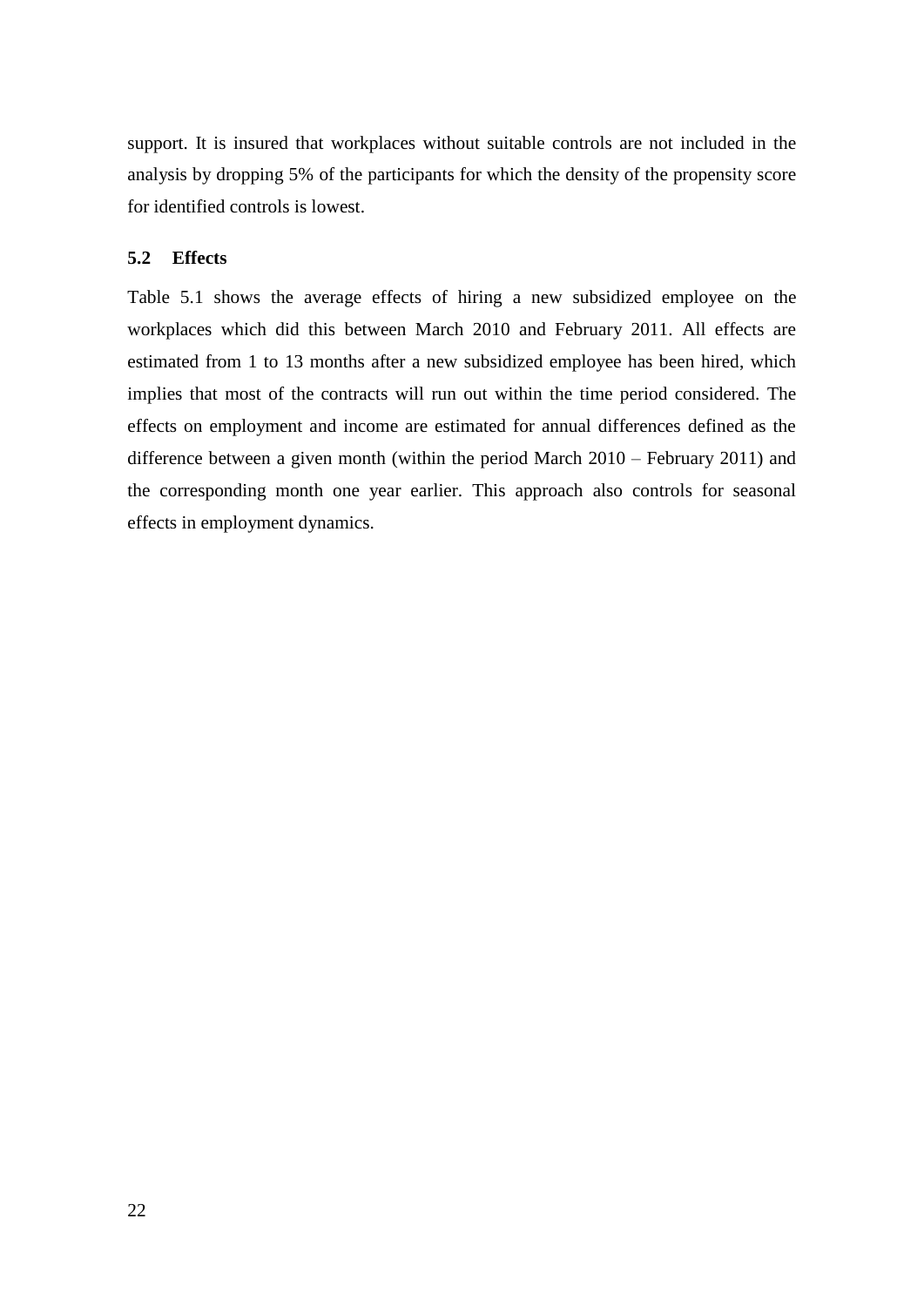support. It is insured that workplaces without suitable controls are not included in the analysis by dropping 5% of the participants for which the density of the propensity score for identified controls is lowest.

### 5.2 Effects

Table 5.1 shows the average effects of hiring a new subsidized employee on the workplaces which did this between March 2010 and February 2011. All effects are estimated from 1 to 13 months after a new subsidized employee has been hired, which implies that most of the contracts will run out within the time period considered. The effects on employment and income are estimated for annual differences defined as the difference between a given month (within the period March 2010 – February 2011) and the corresponding month one year earlier. This approach also controls for seasonal effects in employment dynamics.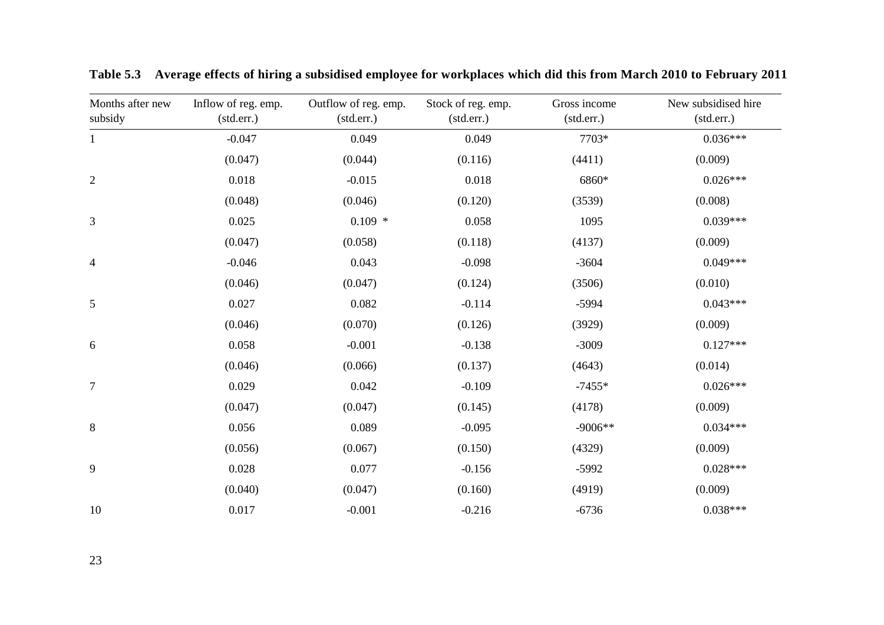**Table 5.3 Average effects of hiring a subsidised employee for workplaces which did this from March 2010 to February 2011**

| Months after new subsidy | Inflow of reg. emp. (std.err.) | Outflow of reg. emp. (std.err.) | Stock of reg. emp. (std.err.) | Gross income (std.err.) | New subsidised hire (std.err.) |
|---|---|---|---|---|---|
| 1 | -0.047 | 0.049 | 0.049 | 7703* | 0.036*** |
| | (0.047) | (0.044) | (0.116) | (4411) | (0.009) |
| 2 | 0.018 | -0.015 | 0.018 | 6860* | 0.026*** |
| | (0.048) | (0.046) | (0.120) | (3539) | (0.008) |
| 3 | 0.025 | 0.109 * | 0.058 | 1095 | 0.039*** |
| | (0.047) | (0.058) | (0.118) | (4137) | (0.009) |
| 4 | -0.046 | 0.043 | -0.098 | -3604 | 0.049*** |
| | (0.046) | (0.047) | (0.124) | (3506) | (0.010) |
| 5 | 0.027 | 0.082 | -0.114 | -5994 | 0.043*** |
| | (0.046) | (0.070) | (0.126) | (3929) | (0.009) |
| 6 | 0.058 | -0.001 | -0.138 | -3009 | 0.127*** |
| | (0.046) | (0.066) | (0.137) | (4643) | (0.014) |
| 7 | 0.029 | 0.042 | -0.109 | -7455* | 0.026*** |
| | (0.047) | (0.047) | (0.145) | (4178) | (0.009) |
| 8 | 0.056 | 0.089 | -0.095 | -9006** | 0.034*** |
| | (0.056) | (0.067) | (0.150) | (4329) | (0.009) |
| 9 | 0.028 | 0.077 | -0.156 | -5992 | 0.028*** |
| | (0.040) | (0.047) | (0.160) | (4919) | (0.009) |
| 10 | 0.017 | -0.001 | -0.216 | -6736 | 0.038*** |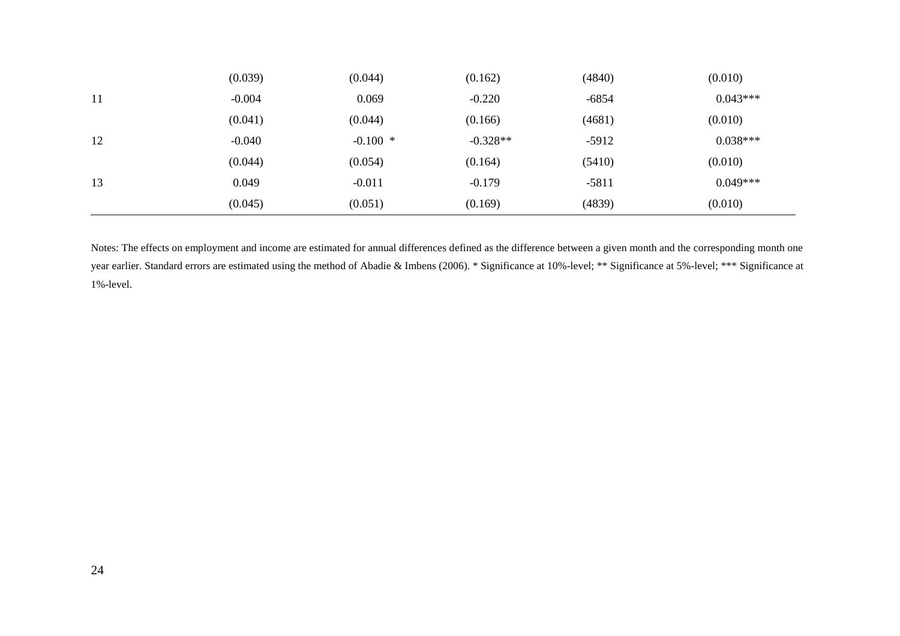| | | | | | |
|---|---|---|---|---|---|
| | (0.039) | (0.044) | (0.162) | (4840) | (0.010) |
| 11 | -0.004 | 0.069 | -0.220 | -6854 | 0.043*** |
| | (0.041) | (0.044) | (0.166) | (4681) | (0.010) |
| 12 | -0.040 | -0.100 * | -0.328** | -5912 | 0.038*** |
| | (0.044) | (0.054) | (0.164) | (5410) | (0.010) |
| 13 | 0.049 | -0.011 | -0.179 | -5811 | 0.049*** |
| | (0.045) | (0.051) | (0.169) | (4839) | (0.010) |

Notes: The effects on employment and income are estimated for annual differences defined as the difference between a given month and the corresponding month one year earlier. Standard errors are estimated using the method of Abadie & Imbens (2006). * Significance at 10%-level; ** Significance at 5%-level; *** Significance at 1%-level.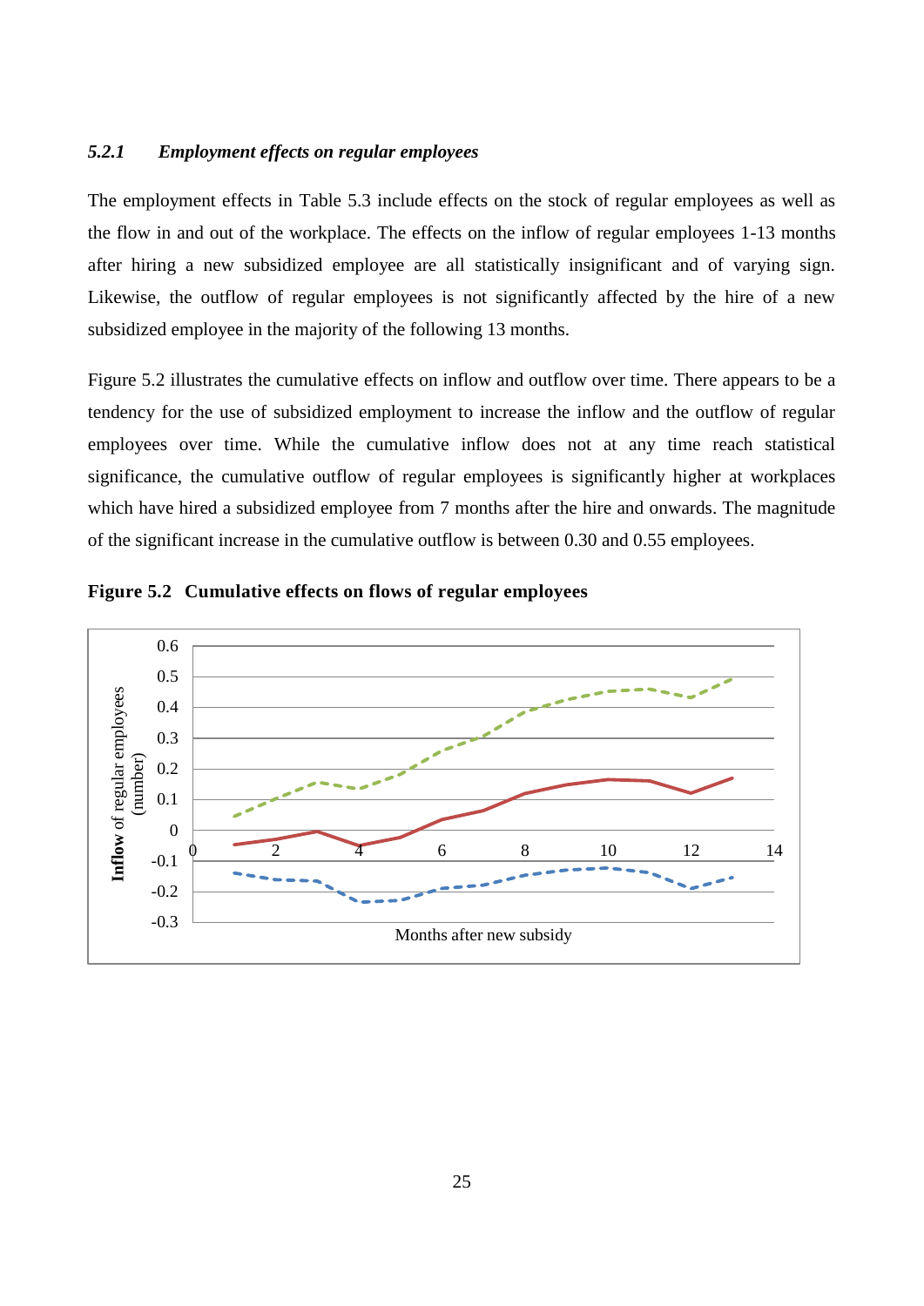### *5.2.1 Employment effects on regular employees*

The employment effects in Table 5.3 include effects on the stock of regular employees as well as the flow in and out of the workplace. The effects on the inflow of regular employees 1-13 months after hiring a new subsidized employee are all statistically insignificant and of varying sign. Likewise, the outflow of regular employees is not significantly affected by the hire of a new subsidized employee in the majority of the following 13 months.

Figure 5.2 illustrates the cumulative effects on inflow and outflow over time. There appears to be a tendency for the use of subsidized employment to increase the inflow and the outflow of regular employees over time. While the cumulative inflow does not at any time reach statistical significance, the cumulative outflow of regular employees is significantly higher at workplaces which have hired a subsidized employee from 7 months after the hire and onwards. The magnitude of the significant increase in the cumulative outflow is between 0.30 and 0.55 employees.

**Figure 5.2 Cumulative effects on flows of regular employees**

**Inflow** of regular employees (number)

Months after new subsidy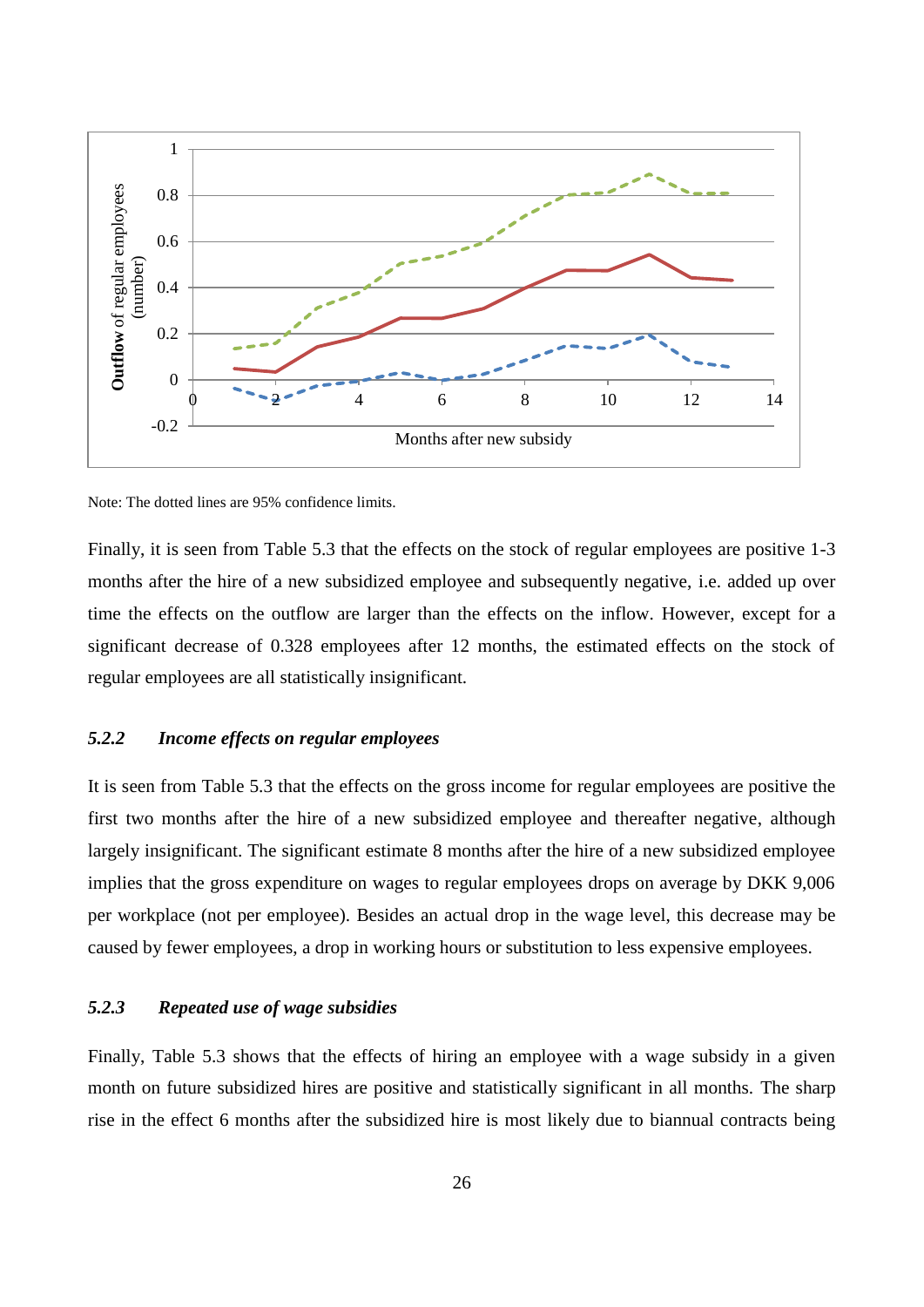Note: The dotted lines are 95% confidence limits.

Finally, it is seen from Table 5.3 that the effects on the stock of regular employees are positive 1-3 months after the hire of a new subsidized employee and subsequently negative, i.e. added up over time the effects on the outflow are larger than the effects on the inflow. However, except for a significant decrease of 0.328 employees after 12 months, the estimated effects on the stock of regular employees are all statistically insignificant.

### *5.2.2 Income effects on regular employees*

It is seen from Table 5.3 that the effects on the gross income for regular employees are positive the first two months after the hire of a new subsidized employee and thereafter negative, although largely insignificant. The significant estimate 8 months after the hire of a new subsidized employee implies that the gross expenditure on wages to regular employees drops on average by DKK 9,006 per workplace (not per employee). Besides an actual drop in the wage level, this decrease may be caused by fewer employees, a drop in working hours or substitution to less expensive employees.

### *5.2.3 Repeated use of wage subsidies*

Finally, Table 5.3 shows that the effects of hiring an employee with a wage subsidy in a given month on future subsidized hires are positive and statistically significant in all months. The sharp rise in the effect 6 months after the subsidized hire is most likely due to biannual contracts being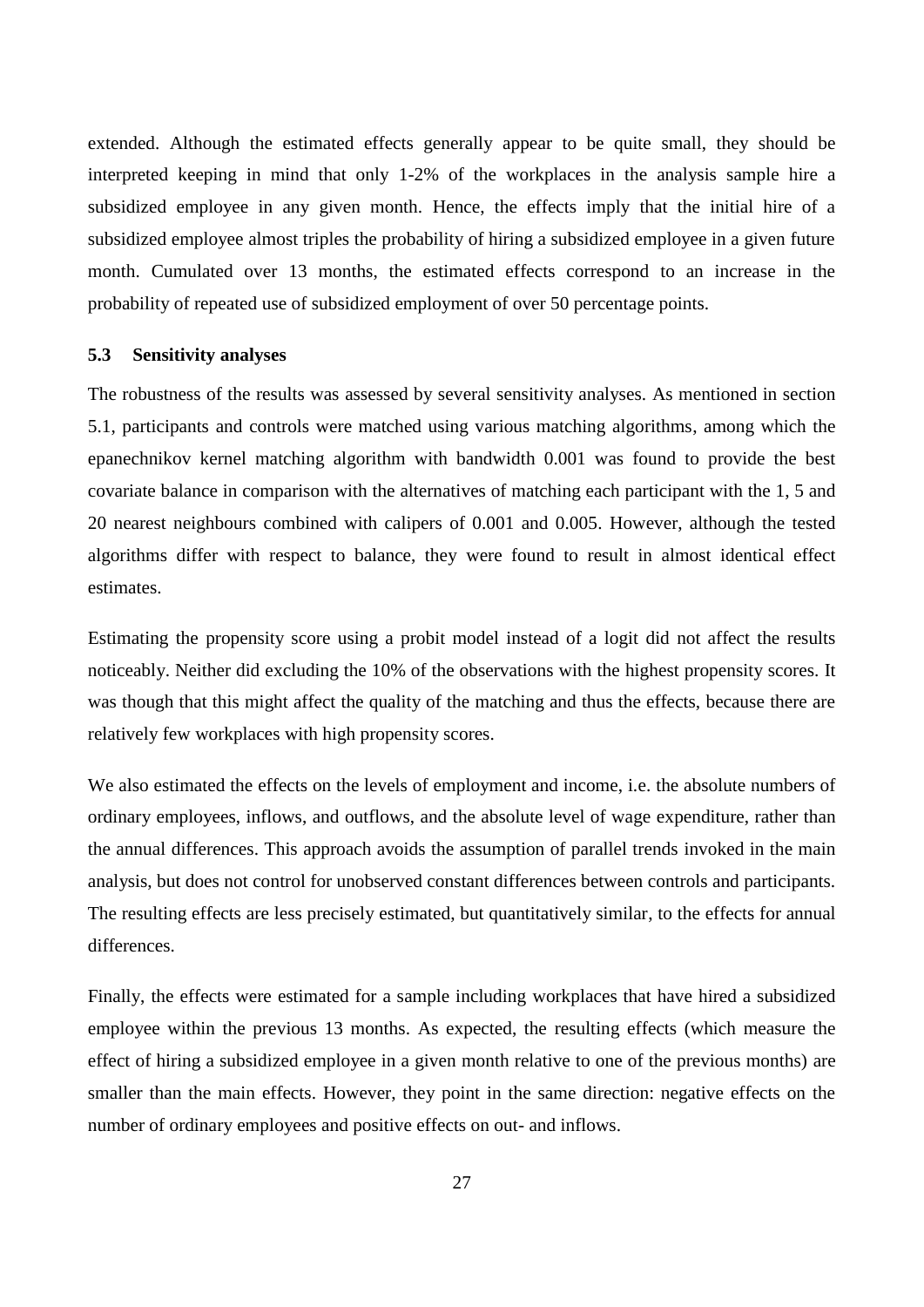extended. Although the estimated effects generally appear to be quite small, they should be interpreted keeping in mind that only 1-2% of the workplaces in the analysis sample hire a subsidized employee in any given month. Hence, the effects imply that the initial hire of a subsidized employee almost triples the probability of hiring a subsidized employee in a given future month. Cumulated over 13 months, the estimated effects correspond to an increase in the probability of repeated use of subsidized employment of over 50 percentage points.

### 5.3 Sensitivity analyses

The robustness of the results was assessed by several sensitivity analyses. As mentioned in section 5.1, participants and controls were matched using various matching algorithms, among which the epanechnikov kernel matching algorithm with bandwidth 0.001 was found to provide the best covariate balance in comparison with the alternatives of matching each participant with the 1, 5 and 20 nearest neighbours combined with calipers of 0.001 and 0.005. However, although the tested algorithms differ with respect to balance, they were found to result in almost identical effect estimates.

Estimating the propensity score using a probit model instead of a logit did not affect the results noticeably. Neither did excluding the 10% of the observations with the highest propensity scores. It was though that this might affect the quality of the matching and thus the effects, because there are relatively few workplaces with high propensity scores.

We also estimated the effects on the levels of employment and income, i.e. the absolute numbers of ordinary employees, inflows, and outflows, and the absolute level of wage expenditure, rather than the annual differences. This approach avoids the assumption of parallel trends invoked in the main analysis, but does not control for unobserved constant differences between controls and participants. The resulting effects are less precisely estimated, but quantitatively similar, to the effects for annual differences.

Finally, the effects were estimated for a sample including workplaces that have hired a subsidized employee within the previous 13 months. As expected, the resulting effects (which measure the effect of hiring a subsidized employee in a given month relative to one of the previous months) are smaller than the main effects. However, they point in the same direction: negative effects on the number of ordinary employees and positive effects on out- and inflows.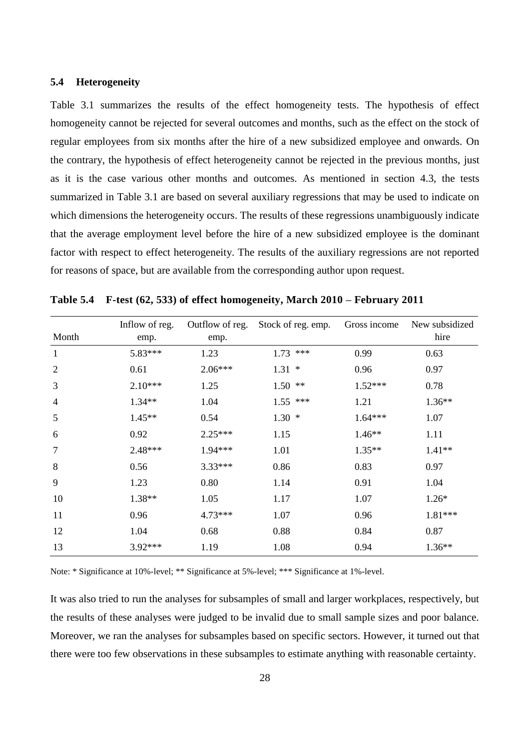### 5.4 Heterogeneity

Table 3.1 summarizes the results of the effect homogeneity tests. The hypothesis of effect homogeneity cannot be rejected for several outcomes and months, such as the effect on the stock of regular employees from six months after the hire of a new subsidized employee and onwards. On the contrary, the hypothesis of effect heterogeneity cannot be rejected in the previous months, just as it is the case various other months and outcomes. As mentioned in section 4.3, the tests summarized in Table 3.1 are based on several auxiliary regressions that may be used to indicate on which dimensions the heterogeneity occurs. The results of these regressions unambiguously indicate that the average employment level before the hire of a new subsidized employee is the dominant factor with respect to effect heterogeneity. The results of the auxiliary regressions are not reported for reasons of space, but are available from the corresponding author upon request.

**Table 5.4 F-test (62, 533) of effect homogeneity, March 2010 – February 2011**

| Month | Inflow of reg. emp. | Outflow of reg. emp. | Stock of reg. emp. | Gross income | New subsidized hire |
|---|---|---|---|---|---|
| 1 | 5.83*** | 1.23 | 1.73 *** | 0.99 | 0.63 |
| 2 | 0.61 | 2.06*** | 1.31 * | 0.96 | 0.97 |
| 3 | 2.10*** | 1.25 | 1.50 ** | 1.52*** | 0.78 |
| 4 | 1.34** | 1.04 | 1.55 *** | 1.21 | 1.36** |
| 5 | 1.45** | 0.54 | 1.30 * | 1.64*** | 1.07 |
| 6 | 0.92 | 2.25*** | 1.15 | 1.46** | 1.11 |
| 7 | 2.48*** | 1.94*** | 1.01 | 1.35** | 1.41** |
| 8 | 0.56 | 3.33*** | 0.86 | 0.83 | 0.97 |
| 9 | 1.23 | 0.80 | 1.14 | 0.91 | 1.04 |
| 10 | 1.38** | 1.05 | 1.17 | 1.07 | 1.26* |
| 11 | 0.96 | 4.73*** | 1.07 | 0.96 | 1.81*** |
| 12 | 1.04 | 0.68 | 0.88 | 0.84 | 0.87 |
| 13 | 3.92*** | 1.19 | 1.08 | 0.94 | 1.36** |

Note: * Significance at 10%-level; ** Significance at 5%-level; *** Significance at 1%-level.

It was also tried to run the analyses for subsamples of small and larger workplaces, respectively, but the results of these analyses were judged to be invalid due to small sample sizes and poor balance. Moreover, we ran the analyses for subsamples based on specific sectors. However, it turned out that there were too few observations in these subsamples to estimate anything with reasonable certainty.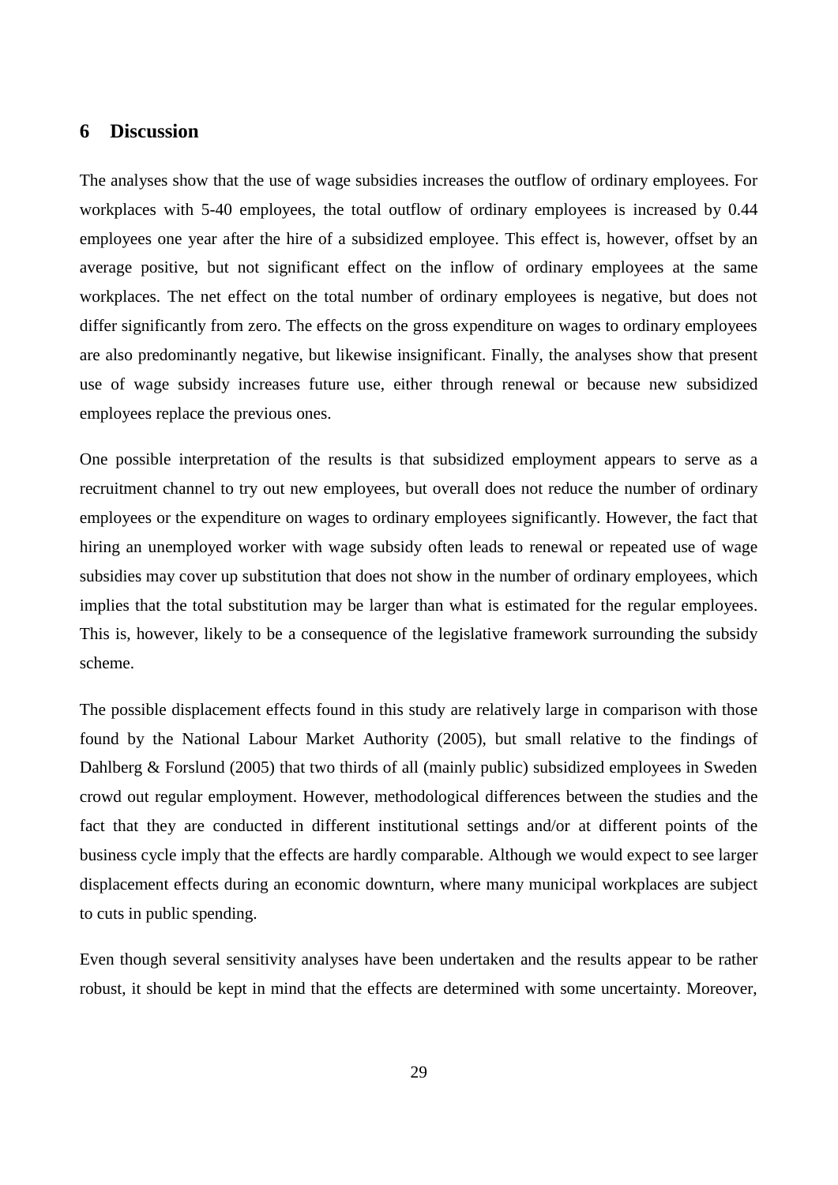## 6 Discussion

The analyses show that the use of wage subsidies increases the outflow of ordinary employees. For workplaces with 5-40 employees, the total outflow of ordinary employees is increased by 0.44 employees one year after the hire of a subsidized employee. This effect is, however, offset by an average positive, but not significant effect on the inflow of ordinary employees at the same workplaces. The net effect on the total number of ordinary employees is negative, but does not differ significantly from zero. The effects on the gross expenditure on wages to ordinary employees are also predominantly negative, but likewise insignificant. Finally, the analyses show that present use of wage subsidy increases future use, either through renewal or because new subsidized employees replace the previous ones.

One possible interpretation of the results is that subsidized employment appears to serve as a recruitment channel to try out new employees, but overall does not reduce the number of ordinary employees or the expenditure on wages to ordinary employees significantly. However, the fact that hiring an unemployed worker with wage subsidy often leads to renewal or repeated use of wage subsidies may cover up substitution that does not show in the number of ordinary employees, which implies that the total substitution may be larger than what is estimated for the regular employees. This is, however, likely to be a consequence of the legislative framework surrounding the subsidy scheme.

The possible displacement effects found in this study are relatively large in comparison with those found by the National Labour Market Authority (2005), but small relative to the findings of Dahlberg & Forslund (2005) that two thirds of all (mainly public) subsidized employees in Sweden crowd out regular employment. However, methodological differences between the studies and the fact that they are conducted in different institutional settings and/or at different points of the business cycle imply that the effects are hardly comparable. Although we would expect to see larger displacement effects during an economic downturn, where many municipal workplaces are subject to cuts in public spending.

Even though several sensitivity analyses have been undertaken and the results appear to be rather robust, it should be kept in mind that the effects are determined with some uncertainty. Moreover,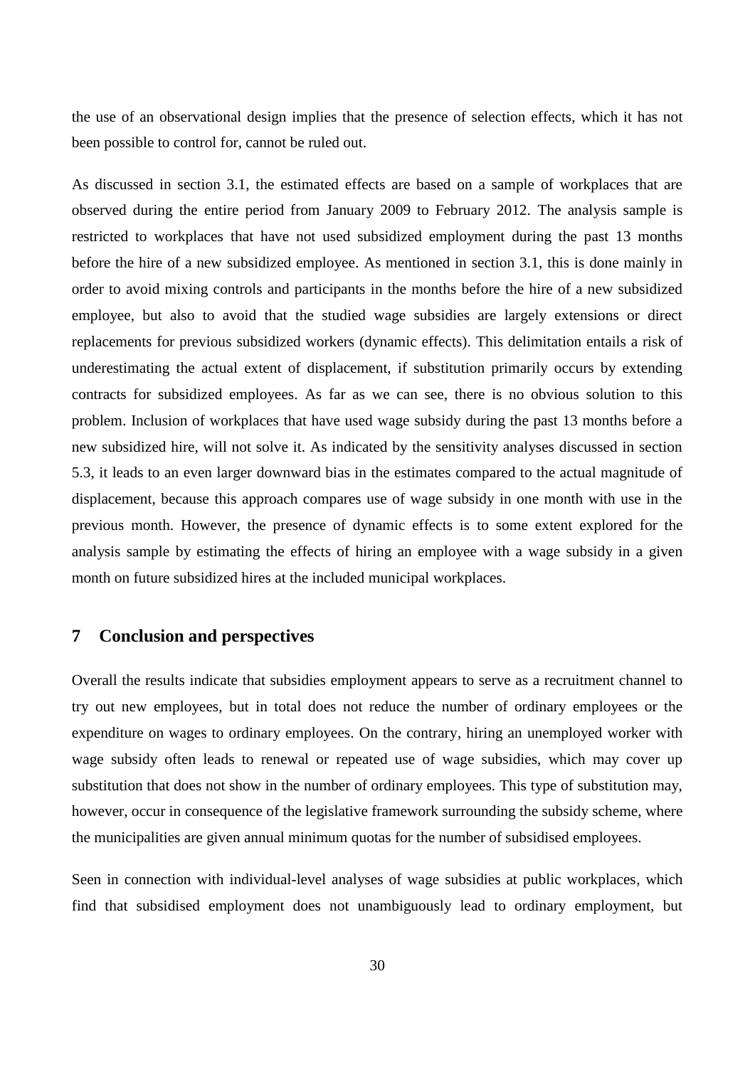the use of an observational design implies that the presence of selection effects, which it has not been possible to control for, cannot be ruled out.

As discussed in section 3.1, the estimated effects are based on a sample of workplaces that are observed during the entire period from January 2009 to February 2012. The analysis sample is restricted to workplaces that have not used subsidized employment during the past 13 months before the hire of a new subsidized employee. As mentioned in section 3.1, this is done mainly in order to avoid mixing controls and participants in the months before the hire of a new subsidized employee, but also to avoid that the studied wage subsidies are largely extensions or direct replacements for previous subsidized workers (dynamic effects). This delimitation entails a risk of underestimating the actual extent of displacement, if substitution primarily occurs by extending contracts for subsidized employees. As far as we can see, there is no obvious solution to this problem. Inclusion of workplaces that have used wage subsidy during the past 13 months before a new subsidized hire, will not solve it. As indicated by the sensitivity analyses discussed in section 5.3, it leads to an even larger downward bias in the estimates compared to the actual magnitude of displacement, because this approach compares use of wage subsidy in one month with use in the previous month. However, the presence of dynamic effects is to some extent explored for the analysis sample by estimating the effects of hiring an employee with a wage subsidy in a given month on future subsidized hires at the included municipal workplaces.

## 7 Conclusion and perspectives

Overall the results indicate that subsidies employment appears to serve as a recruitment channel to try out new employees, but in total does not reduce the number of ordinary employees or the expenditure on wages to ordinary employees. On the contrary, hiring an unemployed worker with wage subsidy often leads to renewal or repeated use of wage subsidies, which may cover up substitution that does not show in the number of ordinary employees. This type of substitution may, however, occur in consequence of the legislative framework surrounding the subsidy scheme, where the municipalities are given annual minimum quotas for the number of subsidised employees.

Seen in connection with individual-level analyses of wage subsidies at public workplaces, which find that subsidised employment does not unambiguously lead to ordinary employment, but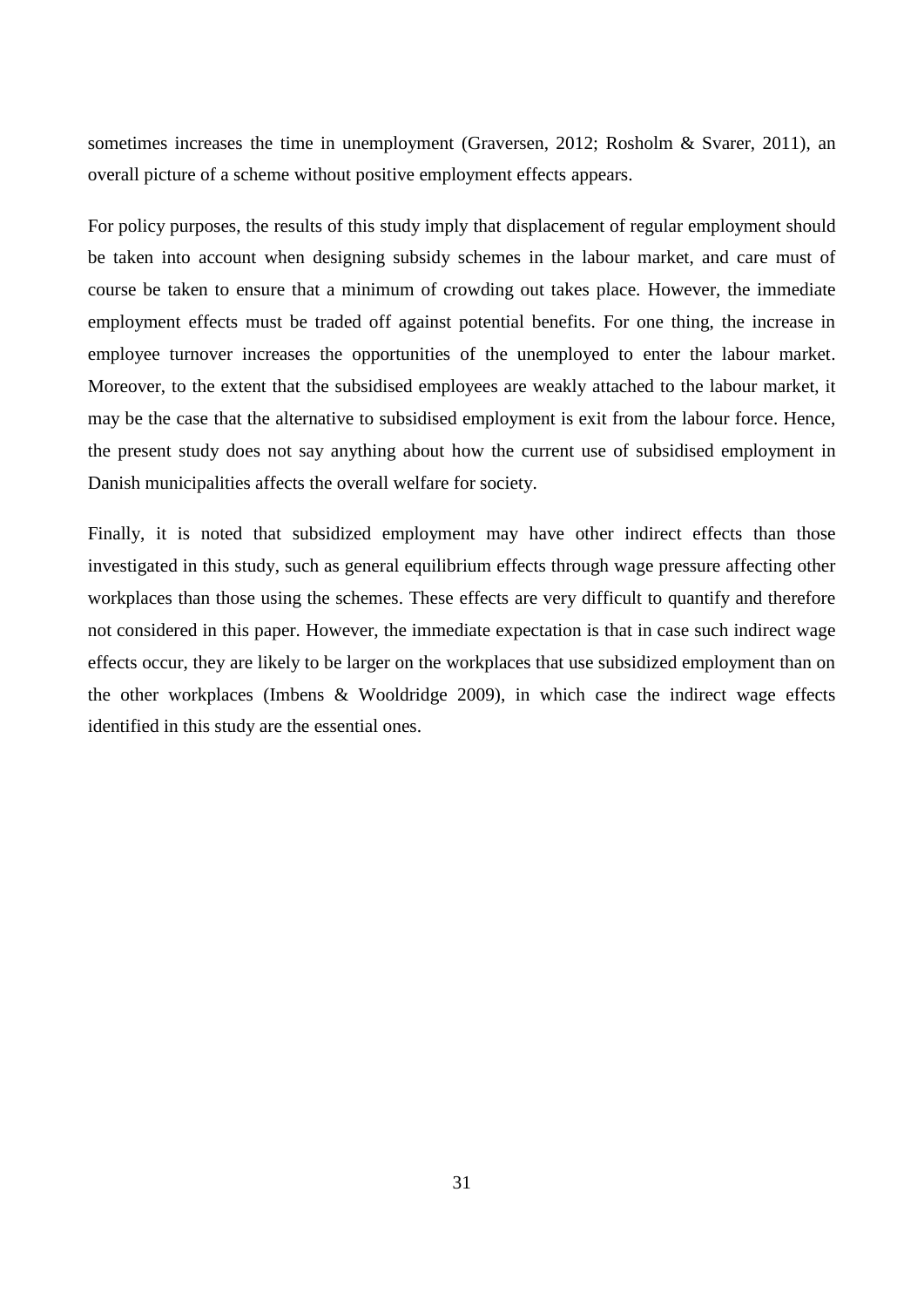sometimes increases the time in unemployment (Graversen, 2012; Rosholm & Svarer, 2011), an overall picture of a scheme without positive employment effects appears.

For policy purposes, the results of this study imply that displacement of regular employment should be taken into account when designing subsidy schemes in the labour market, and care must of course be taken to ensure that a minimum of crowding out takes place. However, the immediate employment effects must be traded off against potential benefits. For one thing, the increase in employee turnover increases the opportunities of the unemployed to enter the labour market. Moreover, to the extent that the subsidised employees are weakly attached to the labour market, it may be the case that the alternative to subsidised employment is exit from the labour force. Hence, the present study does not say anything about how the current use of subsidised employment in Danish municipalities affects the overall welfare for society.

Finally, it is noted that subsidized employment may have other indirect effects than those investigated in this study, such as general equilibrium effects through wage pressure affecting other workplaces than those using the schemes. These effects are very difficult to quantify and therefore not considered in this paper. However, the immediate expectation is that in case such indirect wage effects occur, they are likely to be larger on the workplaces that use subsidized employment than on the other workplaces (Imbens & Wooldridge 2009), in which case the indirect wage effects identified in this study are the essential ones.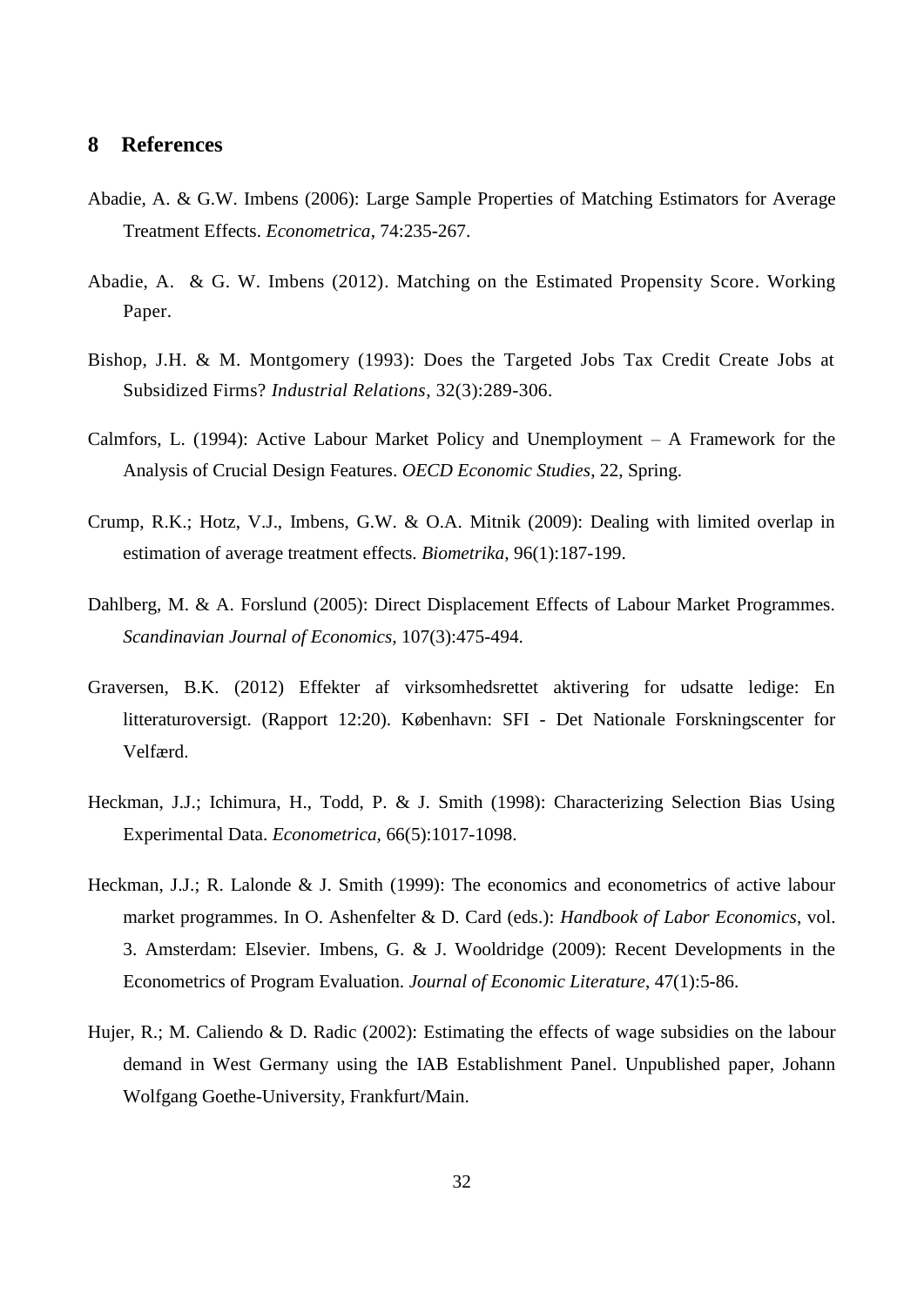## 8 References

Abadie, A. & G.W. Imbens (2006): Large Sample Properties of Matching Estimators for Average Treatment Effects. *Econometrica*, 74:235-267.

Abadie, A. & G. W. Imbens (2012). Matching on the Estimated Propensity Score. Working Paper.

Bishop, J.H. & M. Montgomery (1993): Does the Targeted Jobs Tax Credit Create Jobs at Subsidized Firms? *Industrial Relations*, 32(3):289-306.

Calmfors, L. (1994): Active Labour Market Policy and Unemployment – A Framework for the Analysis of Crucial Design Features. *OECD Economic Studies*, 22, Spring.

Crump, R.K.; Hotz, V.J., Imbens, G.W. & O.A. Mitnik (2009): Dealing with limited overlap in estimation of average treatment effects. *Biometrika*, 96(1):187-199.

Dahlberg, M. & A. Forslund (2005): Direct Displacement Effects of Labour Market Programmes. *Scandinavian Journal of Economics*, 107(3):475-494.

Graversen, B.K. (2012) Effekter af virksomhedsrettet aktivering for udsatte ledige: En litteraturoversigt. (Rapport 12:20). København: SFI - Det Nationale Forskningscenter for Velfærd.

Heckman, J.J.; Ichimura, H., Todd, P. & J. Smith (1998): Characterizing Selection Bias Using Experimental Data. *Econometrica*, 66(5):1017-1098.

Heckman, J.J.; R. Lalonde & J. Smith (1999): The economics and econometrics of active labour market programmes. In O. Ashenfelter & D. Card (eds.): *Handbook of Labor Economics*, vol. 3. Amsterdam: Elsevier. Imbens, G. & J. Wooldridge (2009): Recent Developments in the Econometrics of Program Evaluation. *Journal of Economic Literature*, 47(1):5-86.

Hujer, R.; M. Caliendo & D. Radic (2002): Estimating the effects of wage subsidies on the labour demand in West Germany using the IAB Establishment Panel. Unpublished paper, Johann Wolfgang Goethe-University, Frankfurt/Main.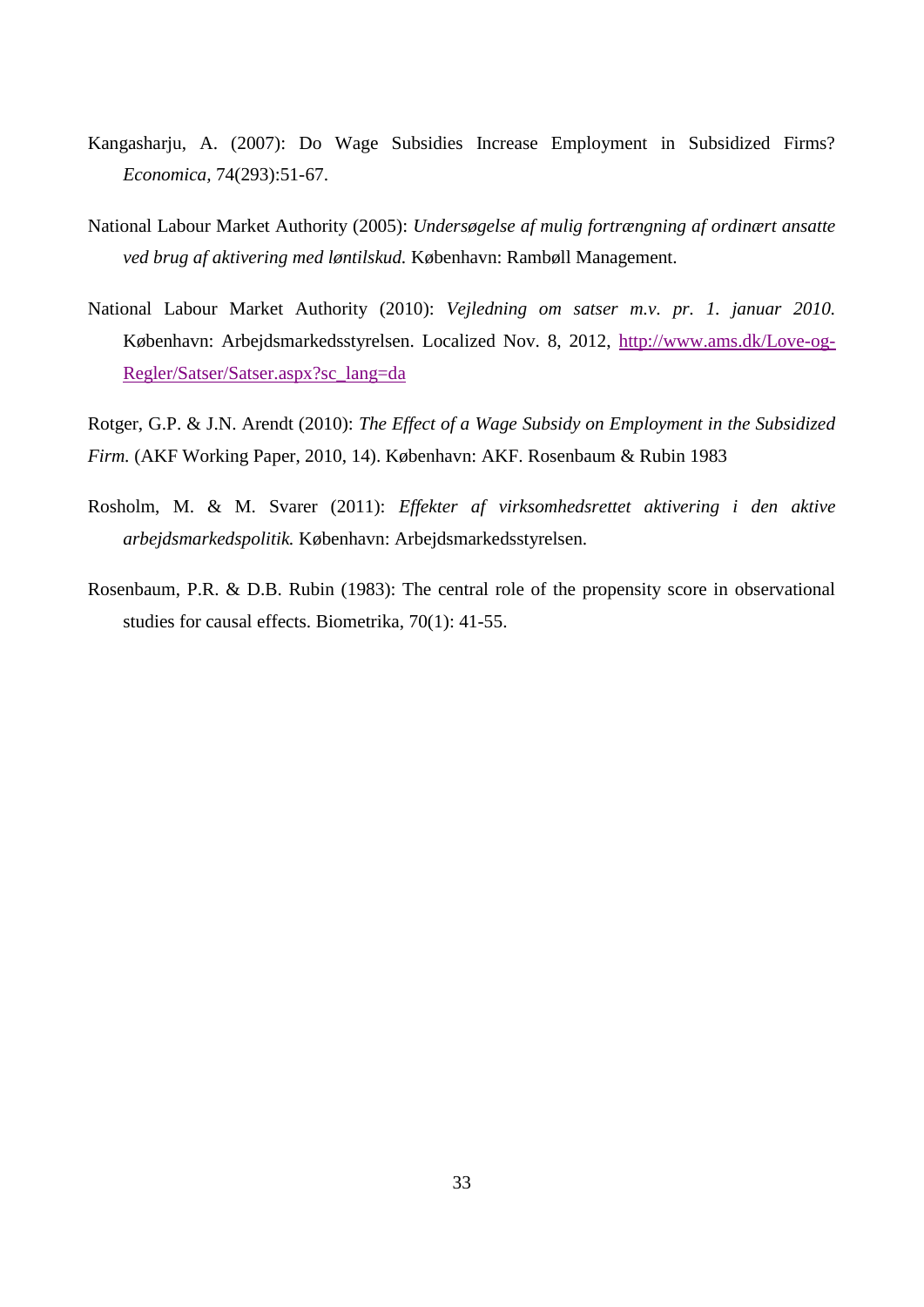Kangasharju, A. (2007): Do Wage Subsidies Increase Employment in Subsidized Firms? *Economica*, 74(293):51-67.

National Labour Market Authority (2005): *Undersøgelse af mulig fortrængning af ordinært ansatte ved brug af aktivering med løntilskud.* København: Rambøll Management.

National Labour Market Authority (2010): *Vejledning om satser m.v. pr. 1. januar 2010.* København: Arbejdsmarkedsstyrelsen. Localized Nov. 8, 2012, http://www.ams.dk/Love-og-Regler/Satser/Satser.aspx?sc_lang=da

Rotger, G.P. & J.N. Arendt (2010): *The Effect of a Wage Subsidy on Employment in the Subsidized Firm.* (AKF Working Paper, 2010, 14). København: AKF. Rosenbaum & Rubin 1983

Rosholm, M. & M. Svarer (2011): *Effekter af virksomhedsrettet aktivering i den aktive arbejdsmarkedspolitik.* København: Arbejdsmarkedsstyrelsen.

Rosenbaum, P.R. & D.B. Rubin (1983): The central role of the propensity score in observational studies for causal effects. Biometrika, 70(1): 41-55.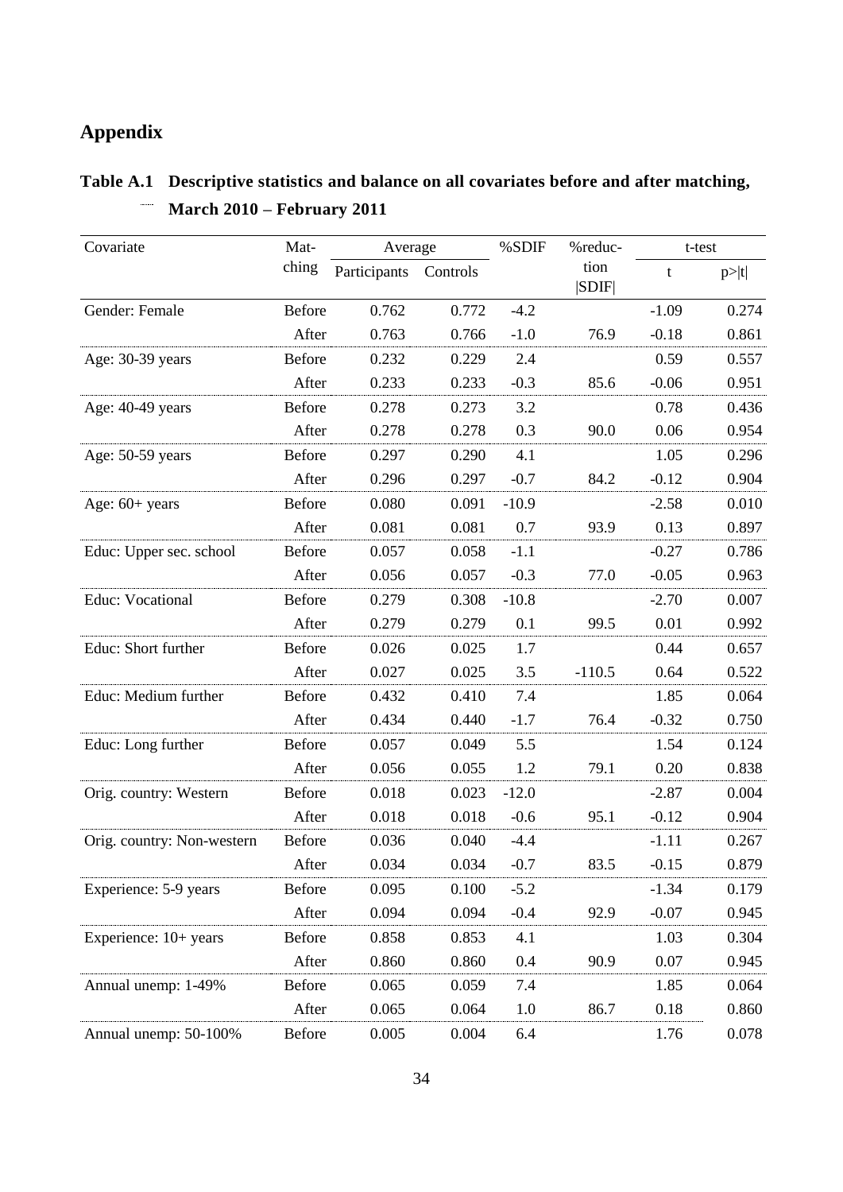## Appendix

**Table A.1 Descriptive statistics and balance on all covariates before and after matching, March 2010 – February 2011**

| Covariate | Matching | Average | | %SDIF | %reduction \|SDIF\| | t-test | |
|---|---|---|---|---|---|---|---|
| | | Participants | Controls | | | t | p>\|t\| |
| Gender: Female | Before | 0.762 | 0.772 | -4.2 | | -1.09 | 0.274 |
| | After | 0.763 | 0.766 | -1.0 | 76.9 | -0.18 | 0.861 |
| Age: 30-39 years | Before | 0.232 | 0.229 | 2.4 | | 0.59 | 0.557 |
| | After | 0.233 | 0.233 | -0.3 | 85.6 | -0.06 | 0.951 |
| Age: 40-49 years | Before | 0.278 | 0.273 | 3.2 | | 0.78 | 0.436 |
| | After | 0.278 | 0.278 | 0.3 | 90.0 | 0.06 | 0.954 |
| Age: 50-59 years | Before | 0.297 | 0.290 | 4.1 | | 1.05 | 0.296 |
| | After | 0.296 | 0.297 | -0.7 | 84.2 | -0.12 | 0.904 |
| Age: 60+ years | Before | 0.080 | 0.091 | -10.9 | | -2.58 | 0.010 |
| | After | 0.081 | 0.081 | 0.7 | 93.9 | 0.13 | 0.897 |
| Educ: Upper sec. school | Before | 0.057 | 0.058 | -1.1 | | -0.27 | 0.786 |
| | After | 0.056 | 0.057 | -0.3 | 77.0 | -0.05 | 0.963 |
| Educ: Vocational | Before | 0.279 | 0.308 | -10.8 | | -2.70 | 0.007 |
| | After | 0.279 | 0.279 | 0.1 | 99.5 | 0.01 | 0.992 |
| Educ: Short further | Before | 0.026 | 0.025 | 1.7 | | 0.44 | 0.657 |
| | After | 0.027 | 0.025 | 3.5 | -110.5 | 0.64 | 0.522 |
| Educ: Medium further | Before | 0.432 | 0.410 | 7.4 | | 1.85 | 0.064 |
| | After | 0.434 | 0.440 | -1.7 | 76.4 | -0.32 | 0.750 |
| Educ: Long further | Before | 0.057 | 0.049 | 5.5 | | 1.54 | 0.124 |
| | After | 0.056 | 0.055 | 1.2 | 79.1 | 0.20 | 0.838 |
| Orig. country: Western | Before | 0.018 | 0.023 | -12.0 | | -2.87 | 0.004 |
| | After | 0.018 | 0.018 | -0.6 | 95.1 | -0.12 | 0.904 |
| Orig. country: Non-western | Before | 0.036 | 0.040 | -4.4 | | -1.11 | 0.267 |
| | After | 0.034 | 0.034 | -0.7 | 83.5 | -0.15 | 0.879 |
| Experience: 5-9 years | Before | 0.095 | 0.100 | -5.2 | | -1.34 | 0.179 |
| | After | 0.094 | 0.094 | -0.4 | 92.9 | -0.07 | 0.945 |
| Experience: 10+ years | Before | 0.858 | 0.853 | 4.1 | | 1.03 | 0.304 |
| | After | 0.860 | 0.860 | 0.4 | 90.9 | 0.07 | 0.945 |
| Annual unemp: 1-49% | Before | 0.065 | 0.059 | 7.4 | | 1.85 | 0.064 |
| | After | 0.065 | 0.064 | 1.0 | 86.7 | 0.18 | 0.860 |
| Annual unemp: 50-100% | Before | 0.005 | 0.004 | 6.4 | | 1.76 | 0.078 |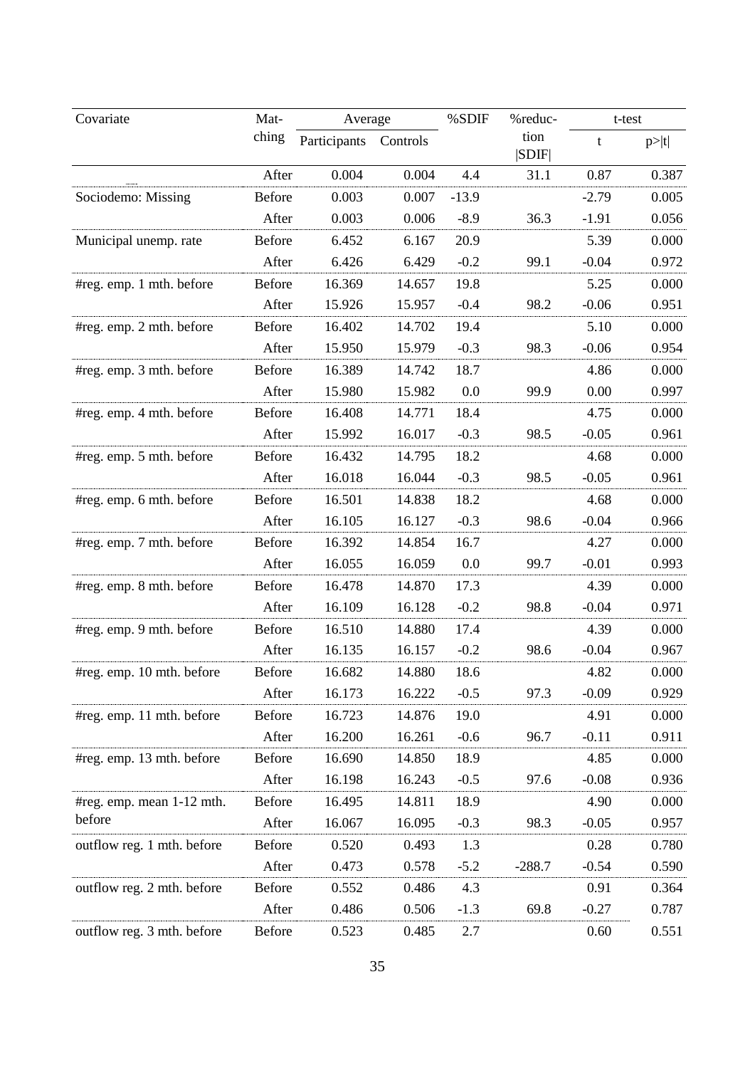| Covariate | Matching | Average | | %SDIF | %reduction \|SDIF\| | t-test | |
|---|---|---|---|---|---|---|---|
| | | Participants | Controls | | | t | p>\|t\| |
| | After | 0.004 | 0.004 | 4.4 | 31.1 | 0.87 | 0.387 |
| Sociodemo: Missing | Before | 0.003 | 0.007 | -13.9 | | -2.79 | 0.005 |
| | After | 0.003 | 0.006 | -8.9 | 36.3 | -1.91 | 0.056 |
| Municipal unemp. rate | Before | 6.452 | 6.167 | 20.9 | | 5.39 | 0.000 |
| | After | 6.426 | 6.429 | -0.2 | 99.1 | -0.04 | 0.972 |
| #reg. emp. 1 mth. before | Before | 16.369 | 14.657 | 19.8 | | 5.25 | 0.000 |
| | After | 15.926 | 15.957 | -0.4 | 98.2 | -0.06 | 0.951 |
| #reg. emp. 2 mth. before | Before | 16.402 | 14.702 | 19.4 | | 5.10 | 0.000 |
| | After | 15.950 | 15.979 | -0.3 | 98.3 | -0.06 | 0.954 |
| #reg. emp. 3 mth. before | Before | 16.389 | 14.742 | 18.7 | | 4.86 | 0.000 |
| | After | 15.980 | 15.982 | 0.0 | 99.9 | 0.00 | 0.997 |
| #reg. emp. 4 mth. before | Before | 16.408 | 14.771 | 18.4 | | 4.75 | 0.000 |
| | After | 15.992 | 16.017 | -0.3 | 98.5 | -0.05 | 0.961 |
| #reg. emp. 5 mth. before | Before | 16.432 | 14.795 | 18.2 | | 4.68 | 0.000 |
| | After | 16.018 | 16.044 | -0.3 | 98.5 | -0.05 | 0.961 |
| #reg. emp. 6 mth. before | Before | 16.501 | 14.838 | 18.2 | | 4.68 | 0.000 |
| | After | 16.105 | 16.127 | -0.3 | 98.6 | -0.04 | 0.966 |
| #reg. emp. 7 mth. before | Before | 16.392 | 14.854 | 16.7 | | 4.27 | 0.000 |
| | After | 16.055 | 16.059 | 0.0 | 99.7 | -0.01 | 0.993 |
| #reg. emp. 8 mth. before | Before | 16.478 | 14.870 | 17.3 | | 4.39 | 0.000 |
| | After | 16.109 | 16.128 | -0.2 | 98.8 | -0.04 | 0.971 |
| #reg. emp. 9 mth. before | Before | 16.510 | 14.880 | 17.4 | | 4.39 | 0.000 |
| | After | 16.135 | 16.157 | -0.2 | 98.6 | -0.04 | 0.967 |
| #reg. emp. 10 mth. before | Before | 16.682 | 14.880 | 18.6 | | 4.82 | 0.000 |
| | After | 16.173 | 16.222 | -0.5 | 97.3 | -0.09 | 0.929 |
| #reg. emp. 11 mth. before | Before | 16.723 | 14.876 | 19.0 | | 4.91 | 0.000 |
| | After | 16.200 | 16.261 | -0.6 | 96.7 | -0.11 | 0.911 |
| #reg. emp. 13 mth. before | Before | 16.690 | 14.850 | 18.9 | | 4.85 | 0.000 |
| | After | 16.198 | 16.243 | -0.5 | 97.6 | -0.08 | 0.936 |
| #reg. emp. mean 1-12 mth. before | Before | 16.495 | 14.811 | 18.9 | | 4.90 | 0.000 |
| | After | 16.067 | 16.095 | -0.3 | 98.3 | -0.05 | 0.957 |
| outflow reg. 1 mth. before | Before | 0.520 | 0.493 | 1.3 | | 0.28 | 0.780 |
| | After | 0.473 | 0.578 | -5.2 | -288.7 | -0.54 | 0.590 |
| outflow reg. 2 mth. before | Before | 0.552 | 0.486 | 4.3 | | 0.91 | 0.364 |
| | After | 0.486 | 0.506 | -1.3 | 69.8 | -0.27 | 0.787 |
| outflow reg. 3 mth. before | Before | 0.523 | 0.485 | 2.7 | | 0.60 | 0.551 |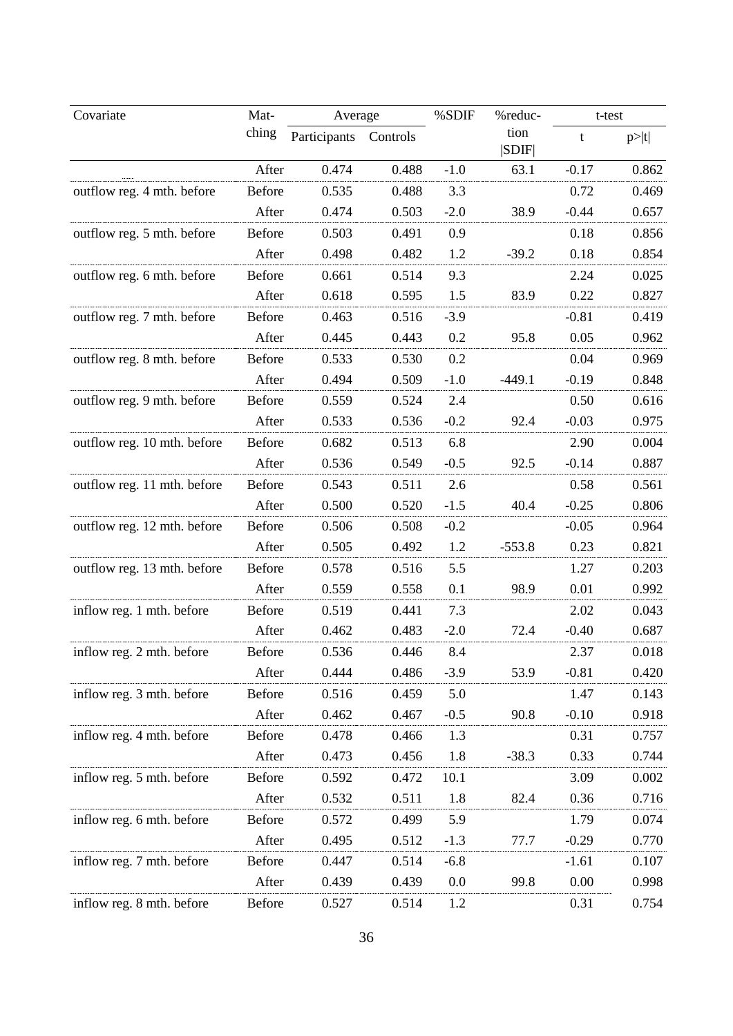| Covariate | Matching | Average | | %SDIF | %reduction \|SDIF\| | t-test | |
|---|---|---|---|---|---|---|---|
| | | Participants | Controls | | | t | p>\|t\| |
| | After | 0.474 | 0.488 | -1.0 | 63.1 | -0.17 | 0.862 |
| outflow reg. 4 mth. before | Before | 0.535 | 0.488 | 3.3 | | 0.72 | 0.469 |
| | After | 0.474 | 0.503 | -2.0 | 38.9 | -0.44 | 0.657 |
| outflow reg. 5 mth. before | Before | 0.503 | 0.491 | 0.9 | | 0.18 | 0.856 |
| | After | 0.498 | 0.482 | 1.2 | -39.2 | 0.18 | 0.854 |
| outflow reg. 6 mth. before | Before | 0.661 | 0.514 | 9.3 | | 2.24 | 0.025 |
| | After | 0.618 | 0.595 | 1.5 | 83.9 | 0.22 | 0.827 |
| outflow reg. 7 mth. before | Before | 0.463 | 0.516 | -3.9 | | -0.81 | 0.419 |
| | After | 0.445 | 0.443 | 0.2 | 95.8 | 0.05 | 0.962 |
| outflow reg. 8 mth. before | Before | 0.533 | 0.530 | 0.2 | | 0.04 | 0.969 |
| | After | 0.494 | 0.509 | -1.0 | -449.1 | -0.19 | 0.848 |
| outflow reg. 9 mth. before | Before | 0.559 | 0.524 | 2.4 | | 0.50 | 0.616 |
| | After | 0.533 | 0.536 | -0.2 | 92.4 | -0.03 | 0.975 |
| outflow reg. 10 mth. before | Before | 0.682 | 0.513 | 6.8 | | 2.90 | 0.004 |
| | After | 0.536 | 0.549 | -0.5 | 92.5 | -0.14 | 0.887 |
| outflow reg. 11 mth. before | Before | 0.543 | 0.511 | 2.6 | | 0.58 | 0.561 |
| | After | 0.500 | 0.520 | -1.5 | 40.4 | -0.25 | 0.806 |
| outflow reg. 12 mth. before | Before | 0.506 | 0.508 | -0.2 | | -0.05 | 0.964 |
| | After | 0.505 | 0.492 | 1.2 | -553.8 | 0.23 | 0.821 |
| outflow reg. 13 mth. before | Before | 0.578 | 0.516 | 5.5 | | 1.27 | 0.203 |
| | After | 0.559 | 0.558 | 0.1 | 98.9 | 0.01 | 0.992 |
| inflow reg. 1 mth. before | Before | 0.519 | 0.441 | 7.3 | | 2.02 | 0.043 |
| | After | 0.462 | 0.483 | -2.0 | 72.4 | -0.40 | 0.687 |
| inflow reg. 2 mth. before | Before | 0.536 | 0.446 | 8.4 | | 2.37 | 0.018 |
| | After | 0.444 | 0.486 | -3.9 | 53.9 | -0.81 | 0.420 |
| inflow reg. 3 mth. before | Before | 0.516 | 0.459 | 5.0 | | 1.47 | 0.143 |
| | After | 0.462 | 0.467 | -0.5 | 90.8 | -0.10 | 0.918 |
| inflow reg. 4 mth. before | Before | 0.478 | 0.466 | 1.3 | | 0.31 | 0.757 |
| | After | 0.473 | 0.456 | 1.8 | -38.3 | 0.33 | 0.744 |
| inflow reg. 5 mth. before | Before | 0.592 | 0.472 | 10.1 | | 3.09 | 0.002 |
| | After | 0.532 | 0.511 | 1.8 | 82.4 | 0.36 | 0.716 |
| inflow reg. 6 mth. before | Before | 0.572 | 0.499 | 5.9 | | 1.79 | 0.074 |
| | After | 0.495 | 0.512 | -1.3 | 77.7 | -0.29 | 0.770 |
| inflow reg. 7 mth. before | Before | 0.447 | 0.514 | -6.8 | | -1.61 | 0.107 |
| | After | 0.439 | 0.439 | 0.0 | 99.8 | 0.00 | 0.998 |
| inflow reg. 8 mth. before | Before | 0.527 | 0.514 | 1.2 | | 0.31 | 0.754 |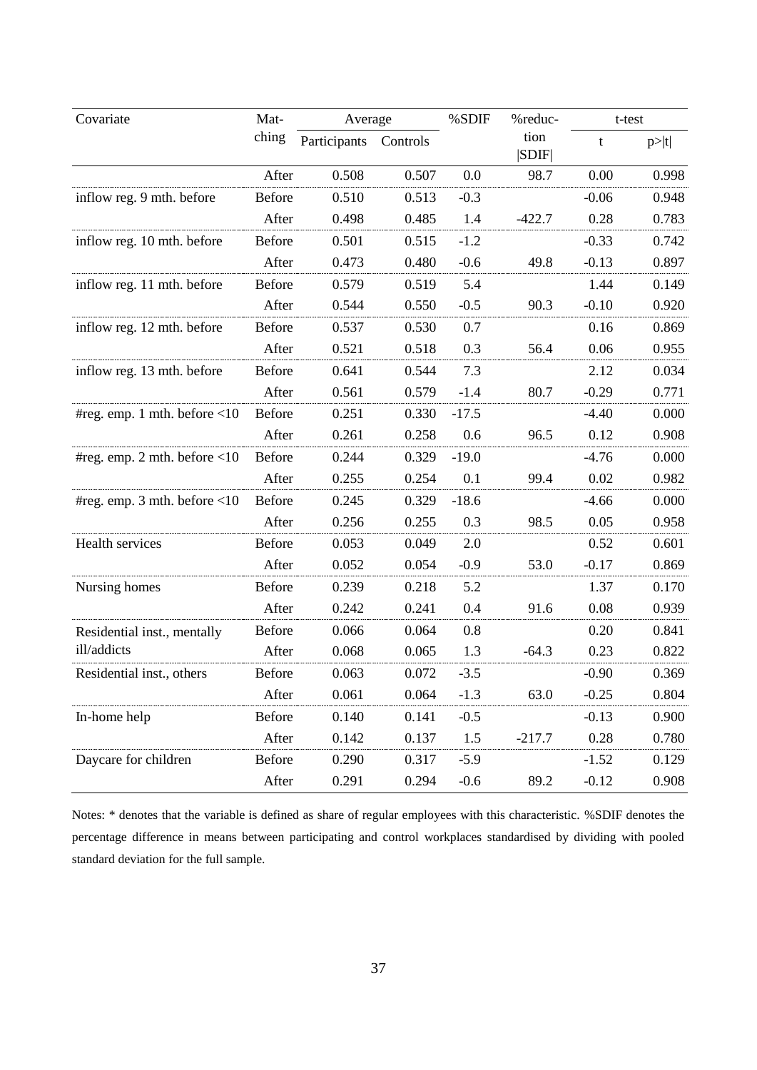| Covariate | Matching | Average | | %SDIF | %reduction \|SDIF\| | t-test | |
|---|---|---|---|---|---|---|---|
| | | Participants | Controls | | | t | p>\|t\| |
| | After | 0.508 | 0.507 | 0.0 | 98.7 | 0.00 | 0.998 |
| inflow reg. 9 mth. before | Before | 0.510 | 0.513 | -0.3 | | -0.06 | 0.948 |
| | After | 0.498 | 0.485 | 1.4 | -422.7 | 0.28 | 0.783 |
| inflow reg. 10 mth. before | Before | 0.501 | 0.515 | -1.2 | | -0.33 | 0.742 |
| | After | 0.473 | 0.480 | -0.6 | 49.8 | -0.13 | 0.897 |
| inflow reg. 11 mth. before | Before | 0.579 | 0.519 | 5.4 | | 1.44 | 0.149 |
| | After | 0.544 | 0.550 | -0.5 | 90.3 | -0.10 | 0.920 |
| inflow reg. 12 mth. before | Before | 0.537 | 0.530 | 0.7 | | 0.16 | 0.869 |
| | After | 0.521 | 0.518 | 0.3 | 56.4 | 0.06 | 0.955 |
| inflow reg. 13 mth. before | Before | 0.641 | 0.544 | 7.3 | | 2.12 | 0.034 |
| | After | 0.561 | 0.579 | -1.4 | 80.7 | -0.29 | 0.771 |
| #reg. emp. 1 mth. before <10 | Before | 0.251 | 0.330 | -17.5 | | -4.40 | 0.000 |
| | After | 0.261 | 0.258 | 0.6 | 96.5 | 0.12 | 0.908 |
| #reg. emp. 2 mth. before <10 | Before | 0.244 | 0.329 | -19.0 | | -4.76 | 0.000 |
| | After | 0.255 | 0.254 | 0.1 | 99.4 | 0.02 | 0.982 |
| #reg. emp. 3 mth. before <10 | Before | 0.245 | 0.329 | -18.6 | | -4.66 | 0.000 |
| | After | 0.256 | 0.255 | 0.3 | 98.5 | 0.05 | 0.958 |
| Health services | Before | 0.053 | 0.049 | 2.0 | | 0.52 | 0.601 |
| | After | 0.052 | 0.054 | -0.9 | 53.0 | -0.17 | 0.869 |
| Nursing homes | Before | 0.239 | 0.218 | 5.2 | | 1.37 | 0.170 |
| | After | 0.242 | 0.241 | 0.4 | 91.6 | 0.08 | 0.939 |
| Residential inst., mentally ill/addicts | Before | 0.066 | 0.064 | 0.8 | | 0.20 | 0.841 |
| | After | 0.068 | 0.065 | 1.3 | -64.3 | 0.23 | 0.822 |
| Residential inst., others | Before | 0.063 | 0.072 | -3.5 | | -0.90 | 0.369 |
| | After | 0.061 | 0.064 | -1.3 | 63.0 | -0.25 | 0.804 |
| In-home help | Before | 0.140 | 0.141 | -0.5 | | -0.13 | 0.900 |
| | After | 0.142 | 0.137 | 1.5 | -217.7 | 0.28 | 0.780 |
| Daycare for children | Before | 0.290 | 0.317 | -5.9 | | -1.52 | 0.129 |
| | After | 0.291 | 0.294 | -0.6 | 89.2 | -0.12 | 0.908 |

Notes: * denotes that the variable is defined as share of regular employees with this characteristic. %SDIF denotes the percentage difference in means between participating and control workplaces standardised by dividing with pooled standard deviation for the full sample.